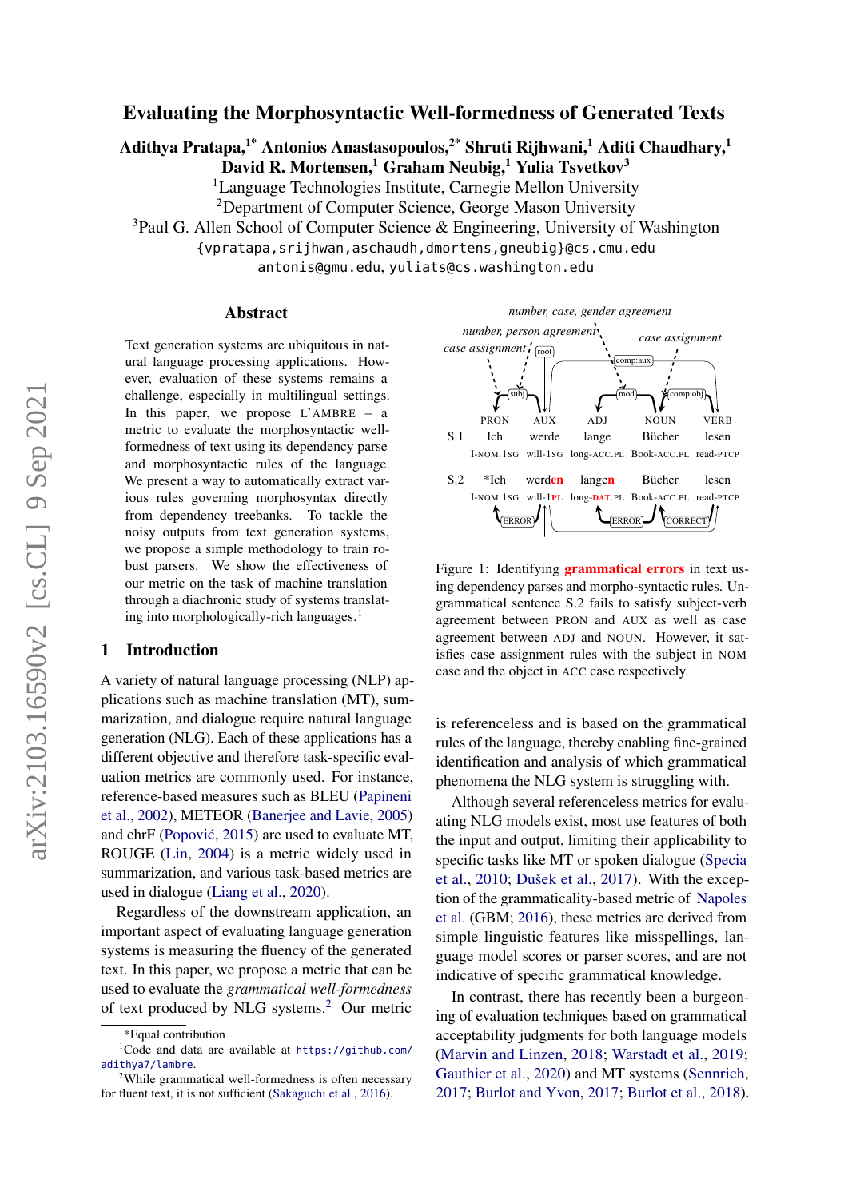# Evaluating the Morphosyntactic Well-formedness of Generated Texts

**Adithya Pratapa,[1*] Antonios Anastasopoulos,[2*] Shruti Rijhwani,[1] Aditi Chaudhary,[1] David R. Mortensen,[1] Graham Neubig,[1] Yulia Tsvetkov[3]**

[1]Language Technologies Institute, Carnegie Mellon University
[2]Department of Computer Science, George Mason University
[3]Paul G. Allen School of Computer Science & Engineering, University of Washington

{vpratapa,srijhwan,aschaudh,dmortens,gneubig}@cs.cmu.edu
antonis@gmu.edu, yuliats@cs.washington.edu

## Abstract

Text generation systems are ubiquitous in natural language processing applications. However, evaluation of these systems remains a challenge, especially in multilingual settings. In this paper, we propose L'AMBRE – a metric to evaluate the morphosyntactic well-formedness of text using its dependency parse and morphosyntactic rules of the language. We present a way to automatically extract various rules governing morphosyntax directly from dependency treebanks. To tackle the noisy outputs from text generation systems, we propose a simple methodology to train robust parsers. We show the effectiveness of our metric on the task of machine translation through a diachronic study of systems translating into morphologically-rich languages.[1]

## 1 Introduction

A variety of natural language processing (NLP) applications such as machine translation (MT), summarization, and dialogue require natural language generation (NLG). Each of these applications has a different objective and therefore task-specific evaluation metrics are commonly used. For instance, reference-based measures such as BLEU (Papineni et al., 2002), METEOR (Banerjee and Lavie, 2005) and chrF (Popović, 2015) are used to evaluate MT, ROUGE (Lin, 2004) is a metric widely used in summarization, and various task-based metrics are used in dialogue (Liang et al., 2020).

Regardless of the downstream application, an important aspect of evaluating language generation systems is measuring the fluency of the generated text. In this paper, we propose a metric that can be used to evaluate the *grammatical well-formedness* of text produced by NLG systems.[2] Our metric is referenceless and is based on the grammatical rules of the language, thereby enabling fine-grained identification and analysis of which grammatical phenomena the NLG system is struggling with.

Although several referenceless metrics for evaluating NLG models exist, most use features of both the input and output, limiting their applicability to specific tasks like MT or spoken dialogue (Specia et al., 2010; Dušek et al., 2017). With the exception of the grammaticality-based metric of Napoles et al. (GBM; 2016), these metrics are derived from simple linguistic features like misspellings, language model scores or parser scores, and are not indicative of specific grammatical knowledge.

In contrast, there has recently been a burgeoning of evaluation techniques based on grammatical acceptability judgments for both language models (Marvin and Linzen, 2018; Warstadt et al., 2019; Gauthier et al., 2020) and MT systems (Sennrich, 2017; Burlot and Yvon, 2017; Burlot et al., 2018).

Figure 1: Identifying **grammatical errors** in text using dependency parses and morpho-syntactic rules. Ungrammatical sentence S.2 fails to satisfy subject-verb agreement between PRON and AUX as well as case agreement between ADJ and NOUN. However, it satisfies case assignment rules with the subject in NOM case and the object in ACC case respectively.

*Equal contribution

[1]Code and data are available at https://github.com/adithya7/lambre.

[2]While grammatical well-formedness is often necessary for fluent text, it is not sufficient (Sakaguchi et al., 2016).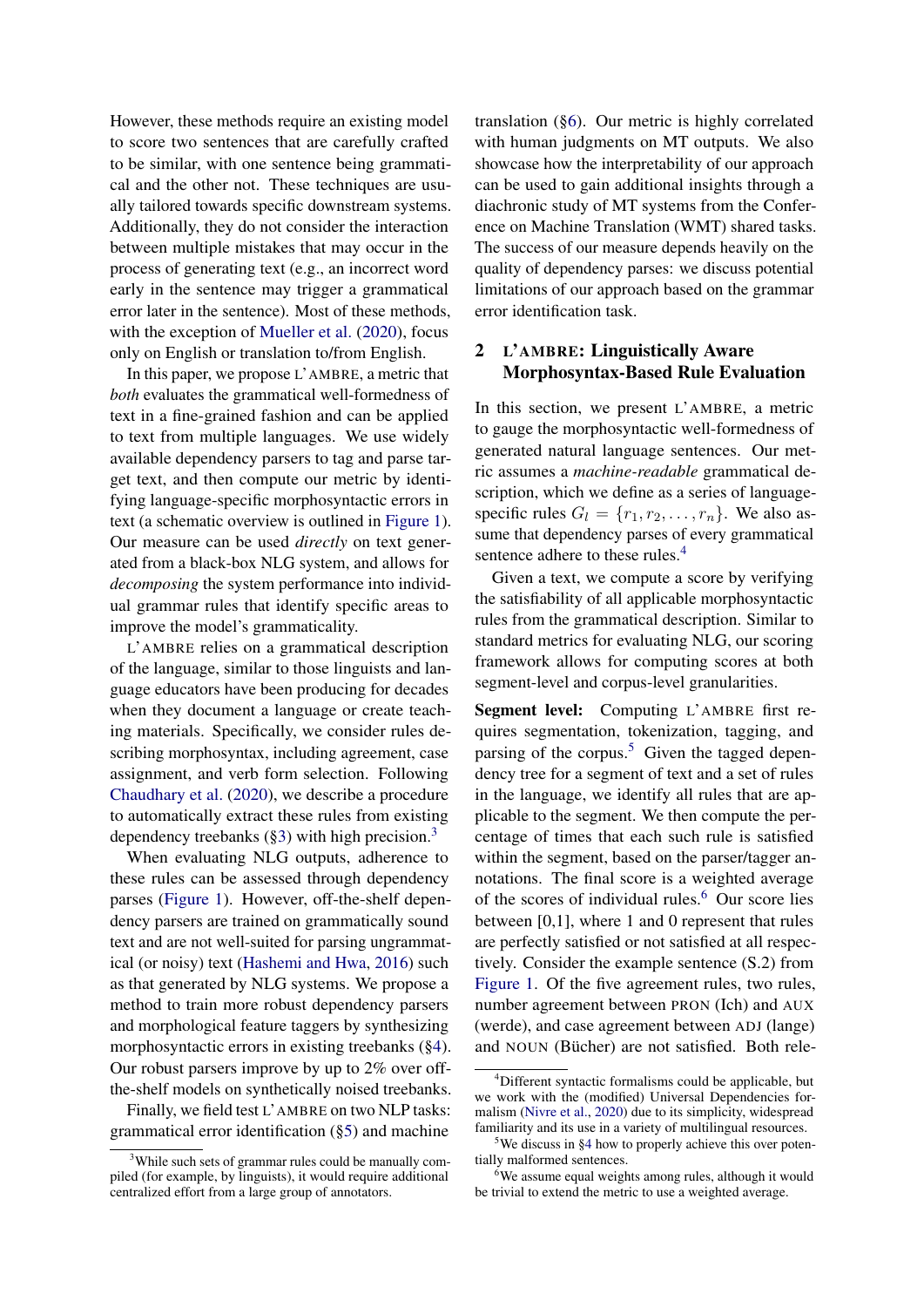However, these methods require an existing model to score two sentences that are carefully crafted to be similar, with one sentence being grammatical and the other not. These techniques are usually tailored towards specific downstream systems. Additionally, they do not consider the interaction between multiple mistakes that may occur in the process of generating text (e.g., an incorrect word early in the sentence may trigger a grammatical error later in the sentence). Most of these methods, with the exception of Mueller et al. (2020), focus only on English or translation to/from English.

In this paper, we propose L'AMBRE, a metric that *both* evaluates the grammatical well-formedness of text in a fine-grained fashion and can be applied to text from multiple languages. We use widely available dependency parsers to tag and parse target text, and then compute our metric by identifying language-specific morphosyntactic errors in text (a schematic overview is outlined in Figure 1). Our measure can be used *directly* on text generated from a black-box NLG system, and allows for *decomposing* the system performance into individual grammar rules that identify specific areas to improve the model's grammaticality.

L'AMBRE relies on a grammatical description of the language, similar to those linguists and language educators have been producing for decades when they document a language or create teaching materials. Specifically, we consider rules describing morphosyntax, including agreement, case assignment, and verb form selection. Following Chaudhary et al. (2020), we describe a procedure to automatically extract these rules from existing dependency treebanks (§3) with high precision.[3]

When evaluating NLG outputs, adherence to these rules can be assessed through dependency parses (Figure 1). However, off-the-shelf dependency parsers are trained on grammatically sound text and are not well-suited for parsing ungrammatical (or noisy) text (Hashemi and Hwa, 2016) such as that generated by NLG systems. We propose a method to train more robust dependency parsers and morphological feature taggers by synthesizing morphosyntactic errors in existing treebanks (§4). Our robust parsers improve by up to 2% over off-the-shelf models on synthetically noised treebanks.

Finally, we field test L'AMBRE on two NLP tasks: grammatical error identification (§5) and machine translation (§6). Our metric is highly correlated with human judgments on MT outputs. We also showcase how the interpretability of our approach can be used to gain additional insights through a diachronic study of MT systems from the Conference on Machine Translation (WMT) shared tasks. The success of our measure depends heavily on the quality of dependency parses: we discuss potential limitations of our approach based on the grammar error identification task.

## 2 L'AMBRE: Linguistically Aware Morphosyntax-Based Rule Evaluation

In this section, we present L'AMBRE, a metric to gauge the morphosyntactic well-formedness of generated natural language sentences. Our metric assumes a *machine-readable* grammatical description, which we define as a series of language-specific rules $G_l = \{r_1, r_2, \ldots, r_n\}$. We also assume that dependency parses of every grammatical sentence adhere to these rules.[4]

Given a text, we compute a score by verifying the satisfiability of all applicable morphosyntactic rules from the grammatical description. Similar to standard metrics for evaluating NLG, our scoring framework allows for computing scores at both segment-level and corpus-level granularities.

**Segment level:** Computing L'AMBRE first requires segmentation, tokenization, tagging, and parsing of the corpus.[5] Given the tagged dependency tree for a segment of text and a set of rules in the language, we identify all rules that are applicable to the segment. We then compute the percentage of times that each such rule is satisfied within the segment, based on the parser/tagger annotations. The final score is a weighted average of the scores of individual rules.[6] Our score lies between [0,1], where 1 and 0 represent that rules are perfectly satisfied or not satisfied at all respectively. Consider the example sentence (S.2) from Figure 1. Of the five agreement rules, two rules, number agreement between PRON (Ich) and AUX (werde), and case agreement between ADJ (lange) and NOUN (Bücher) are not satisfied. Both rele-

---

[3] While such sets of grammar rules could be manually compiled (for example, by linguists), it would require additional centralized effort from a large group of annotators.

[4] Different syntactic formalisms could be applicable, but we work with the (modified) Universal Dependencies formalism (Nivre et al., 2020) due to its simplicity, widespread familiarity and its use in a variety of multilingual resources.

[5] We discuss in §4 how to properly achieve this over potentially malformed sentences.

[6] We assume equal weights among rules, although it would be trivial to extend the metric to use a weighted average.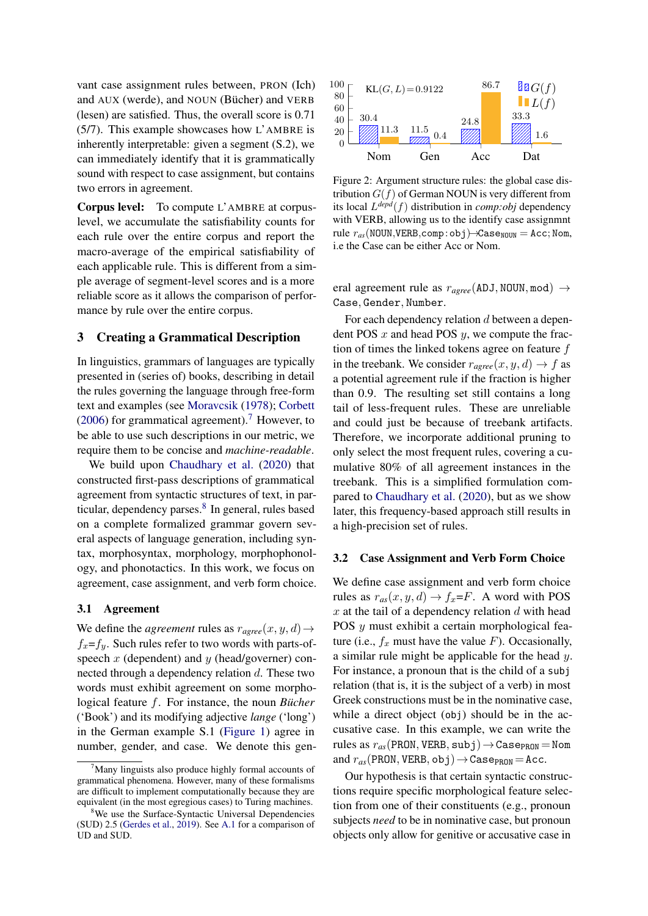vant case assignment rules between, PRON (Ich) and AUX (werde), and NOUN (Bücher) and VERB (lesen) are satisfied. Thus, the overall score is 0.71 (5/7). This example showcases how L'AMBRE is inherently interpretable: given a segment (S.2), we can immediately identify that it is grammatically sound with respect to case assignment, but contains two errors in agreement.

**Corpus level:** To compute L'AMBRE at corpus-level, we accumulate the satisfiability counts for each rule over the entire corpus and report the macro-average of the empirical satisfiability of each applicable rule. This is different from a simple average of segment-level scores and is a more reliable score as it allows the comparison of performance by rule over the entire corpus.

## 3 Creating a Grammatical Description

In linguistics, grammars of languages are typically presented in (series of) books, describing in detail the rules governing the language through free-form text and examples (see Moravcsik (1978); Corbett (2006) for grammatical agreement).[7] However, to be able to use such descriptions in our metric, we require them to be concise and *machine-readable*.

We build upon Chaudhary et al. (2020) that constructed first-pass descriptions of grammatical agreement from syntactic structures of text, in particular, dependency parses.[8] In general, rules based on a complete formalized grammar govern several aspects of language generation, including syntax, morphosyntax, morphology, morphophonology, and phonotactics. In this work, we focus on agreement, case assignment, and verb form choice.

### 3.1 Agreement

We define the *agreement* rules as $r_{agree}(x, y, d) \rightarrow f_x{=}f_y$. Such rules refer to two words with parts-of-speech $x$ (dependent) and $y$ (head/governer) connected through a dependency relation $d$. These two words must exhibit agreement on some morphological feature $f$. For instance, the noun *Bücher* ('Book') and its modifying adjective *lange* ('long') in the German example S.1 (Figure 1) agree in number, gender, and case. We denote this general agreement rule as $r_{agree}(\texttt{ADJ}, \texttt{NOUN}, \texttt{mod}) \rightarrow \texttt{Case}, \texttt{Gender}, \texttt{Number}$.

For each dependency relation $d$ between a dependent POS $x$ and head POS $y$, we compute the fraction of times the linked tokens agree on feature $f$ in the treebank. We consider $r_{agree}(x, y, d) \rightarrow f$ as a potential agreement rule if the fraction is higher than 0.9. The resulting set still contains a long tail of less-frequent rules. These are unreliable and could just be because of treebank artifacts. Therefore, we incorporate additional pruning to only select the most frequent rules, covering a cumulative 80% of all agreement instances in the treebank. This is a simplified formulation compared to Chaudhary et al. (2020), but as we show later, this frequency-based approach still results in a high-precision set of rules.

| | Nom | Gen | Acc | Dat |
|---|---|---|---|---|
| $G(f)$ | 30.4 | 11.5 | 24.8 | 33.3 |
| $L(f)$ | 11.3 | 0.4 | 86.7 | 1.6 |

KL$(G, L) = 0.9122$

Figure 2: Argument structure rules: the global case distribution $G(f)$ of German NOUN is very different from its local $L^{depd}(f)$ distribution in *comp:obj* dependency with VERB, allowing us to the identify case assignmnt rule $r_{as}(\texttt{NOUN}, \texttt{VERB}, \texttt{comp:obj}) \rightarrow \texttt{Case}_{\texttt{NOUN}} = \texttt{Acc}; \texttt{Nom}$, i.e the Case can be either Acc or Nom.

### 3.2 Case Assignment and Verb Form Choice

We define case assignment and verb form choice rules as $r_{as}(x, y, d) \rightarrow f_x{=}F$. A word with POS $x$ at the tail of a dependency relation $d$ with head POS $y$ must exhibit a certain morphological feature (i.e., $f_x$ must have the value $F$). Occasionally, a similar rule might be applicable for the head $y$. For instance, a pronoun that is the child of a `subj` relation (that is, it is the subject of a verb) in most Greek constructions must be in the nominative case, while a direct object (`obj`) should be in the accusative case. In this example, we can write the rules as $r_{as}(\texttt{PRON}, \texttt{VERB}, \texttt{subj}) \rightarrow \texttt{Case}_{\texttt{PRON}} = \texttt{Nom}$ and $r_{as}(\texttt{PRON}, \texttt{VERB}, \texttt{obj}) \rightarrow \texttt{Case}_{\texttt{PRON}} = \texttt{Acc}$.

Our hypothesis is that certain syntactic constructions require specific morphological feature selection from one of their constituents (e.g., pronoun subjects *need* to be in nominative case, but pronoun objects only allow for genitive or accusative case in

[7] Many linguists also produce highly formal accounts of grammatical phenomena. However, many of these formalisms are difficult to implement computationally because they are equivalent (in the most egregious cases) to Turing machines.

[8] We use the Surface-Syntactic Universal Dependencies (SUD) 2.5 (Gerdes et al., 2019). See A.1 for a comparison of UD and SUD.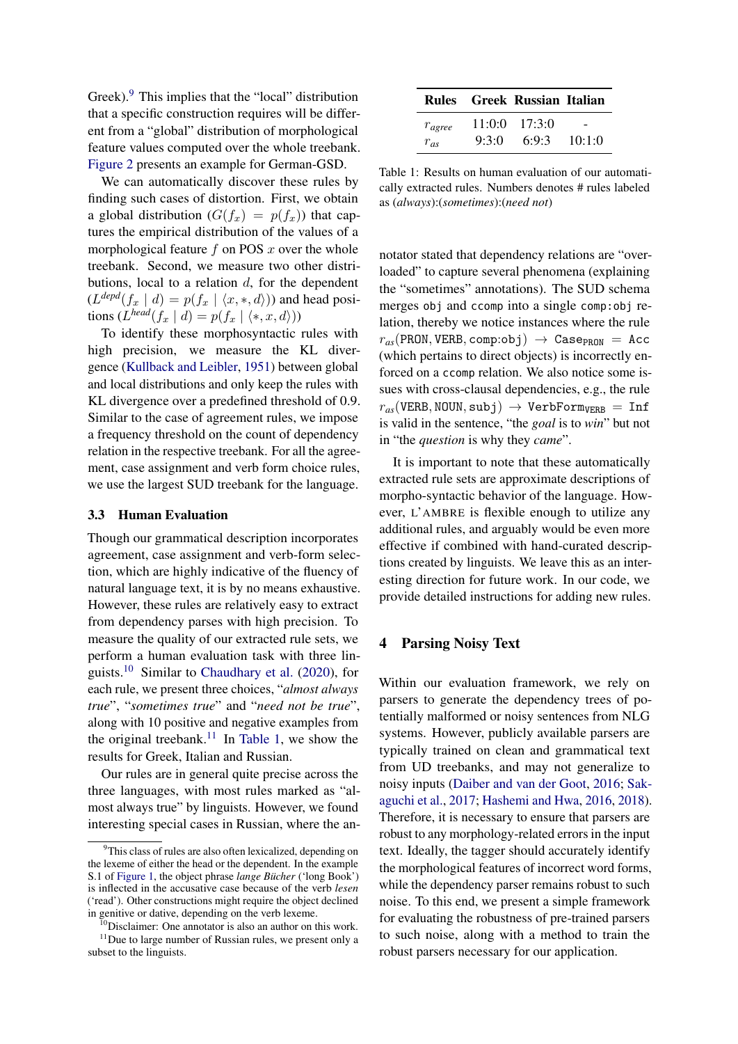Greek).[9] This implies that the "local" distribution that a specific construction requires will be different from a "global" distribution of morphological feature values computed over the whole treebank. Figure 2 presents an example for German-GSD.

We can automatically discover these rules by finding such cases of distortion. First, we obtain a global distribution ($G(f_x) = p(f_x)$) that captures the empirical distribution of the values of a morphological feature $f$ on POS $x$ over the whole treebank. Second, we measure two other distributions, local to a relation $d$, for the dependent ($L^{depd}(f_x \mid d) = p(f_x \mid \langle x, *, d \rangle)$) and head positions ($L^{head}(f_x \mid d) = p(f_x \mid \langle *, x, d \rangle)$)

To identify these morphosyntactic rules with high precision, we measure the KL divergence (Kullback and Leibler, 1951) between global and local distributions and only keep the rules with KL divergence over a predefined threshold of 0.9. Similar to the case of agreement rules, we impose a frequency threshold on the count of dependency relation in the respective treebank. For all the agreement, case assignment and verb form choice rules, we use the largest SUD treebank for the language.

### 3.3 Human Evaluation

Though our grammatical description incorporates agreement, case assignment and verb-form selection, which are highly indicative of the fluency of natural language text, it is by no means exhaustive. However, these rules are relatively easy to extract from dependency parses with high precision. To measure the quality of our extracted rule sets, we perform a human evaluation task with three linguists.[10] Similar to Chaudhary et al. (2020), for each rule, we present three choices, "*almost always true*", "*sometimes true*" and "*need not be true*", along with 10 positive and negative examples from the original treebank.[11] In Table 1, we show the results for Greek, Italian and Russian.

Our rules are in general quite precise across the three languages, with most rules marked as "almost always true" by linguists. However, we found interesting special cases in Russian, where the annotator stated that dependency relations are "overloaded" to capture several phenomena (explaining the "sometimes" annotations). The SUD schema merges `obj` and `ccomp` into a single `comp:obj` relation, thereby we notice instances where the rule $r_{as}(\texttt{PRON}, \texttt{VERB}, \texttt{comp:obj}) \rightarrow \texttt{Case}_{\texttt{PRON}} = \texttt{Acc}$ (which pertains to direct objects) is incorrectly enforced on a `ccomp` relation. We also notice some issues with cross-clausal dependencies, e.g., the rule $r_{as}(\texttt{VERB}, \texttt{NOUN}, \texttt{subj}) \rightarrow \texttt{VerbForm}_{\texttt{VERB}} = \texttt{Inf}$ is valid in the sentence, "the *goal* is to *win*" but not in "the *question* is why they *came*".

| Rules | Greek | Russian | Italian |
|---|---|---|---|
| $r_{agree}$ | 11:0:0 | 17:3:0 | - |
| $r_{as}$ | 9:3:0 | 6:9:3 | 10:1:0 |

Table 1: Results on human evaluation of our automatically extracted rules. Numbers denotes # rules labeled as (*always*):(*sometimes*):(*need not*)

It is important to note that these automatically extracted rule sets are approximate descriptions of morpho-syntactic behavior of the language. However, L'AMBRE is flexible enough to utilize any additional rules, and arguably would be even more effective if combined with hand-curated descriptions created by linguists. We leave this as an interesting direction for future work. In our code, we provide detailed instructions for adding new rules.

## 4 Parsing Noisy Text

Within our evaluation framework, we rely on parsers to generate the dependency trees of potentially malformed or noisy sentences from NLG systems. However, publicly available parsers are typically trained on clean and grammatical text from UD treebanks, and may not generalize to noisy inputs (Daiber and van der Goot, 2016; Sakaguchi et al., 2017; Hashemi and Hwa, 2016, 2018). Therefore, it is necessary to ensure that parsers are robust to any morphology-related errors in the input text. Ideally, the tagger should accurately identify the morphological features of incorrect word forms, while the dependency parser remains robust to such noise. To this end, we present a simple framework for evaluating the robustness of pre-trained parsers to such noise, along with a method to train the robust parsers necessary for our application.

[9] This class of rules are also often lexicalized, depending on the lexeme of either the head or the dependent. In the example S.1 of Figure 1, the object phrase *lange Bücher* ('long Book') is inflected in the accusative case because of the verb *lesen* ('read'). Other constructions might require the object declined in genitive or dative, depending on the verb lexeme.

[10] Disclaimer: One annotator is also an author on this work.

[11] Due to large number of Russian rules, we present only a subset to the linguists.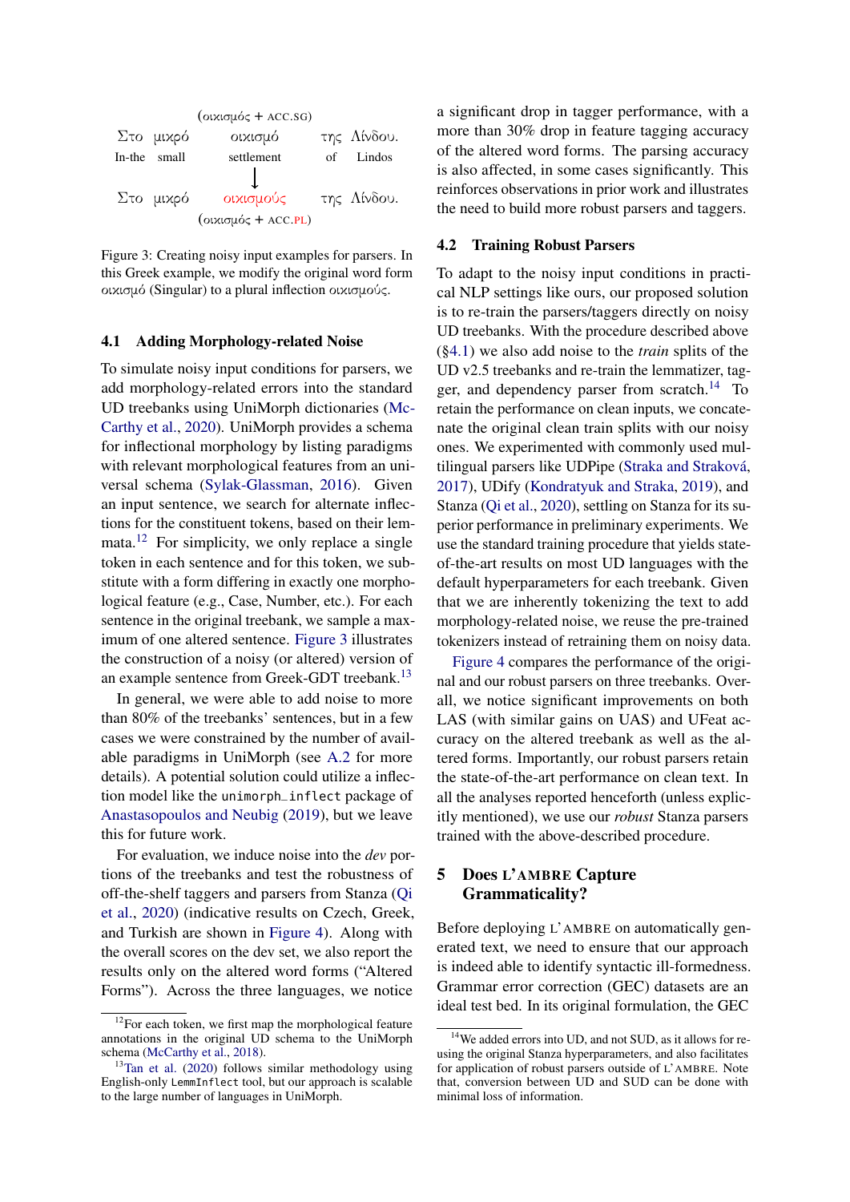(οικισμός + ACC.SG)

| Στο | μικρό | οικισμό | της | Λίνδου. |
|---|---|---|---|---|
| In-the | small | settlement | of | Lindos |

↓

| Στο | μικρό | οικισμούς | της | Λίνδου. |
|---|---|---|---|---|

(οικισμός + ACC.PL)

Figure 3: Creating noisy input examples for parsers. In this Greek example, we modify the original word form οικισμό (Singular) to a plural inflection οικισμούς.

### 4.1 Adding Morphology-related Noise

To simulate noisy input conditions for parsers, we add morphology-related errors into the standard UD treebanks using UniMorph dictionaries (McCarthy et al., 2020). UniMorph provides a schema for inflectional morphology by listing paradigms with relevant morphological features from an universal schema (Sylak-Glassman, 2016). Given an input sentence, we search for alternate inflections for the constituent tokens, based on their lemmata.[12] For simplicity, we only replace a single token in each sentence and for this token, we substitute with a form differing in exactly one morphological feature (e.g., Case, Number, etc.). For each sentence in the original treebank, we sample a maximum of one altered sentence. Figure 3 illustrates the construction of a noisy (or altered) version of an example sentence from Greek-GDT treebank.[13]

In general, we were able to add noise to more than 80% of the treebanks' sentences, but in a few cases we were constrained by the number of available paradigms in UniMorph (see A.2 for more details). A potential solution could utilize a inflection model like the `unimorph_inflect` package of Anastasopoulos and Neubig (2019), but we leave this for future work.

For evaluation, we induce noise into the *dev* portions of the treebanks and test the robustness of off-the-shelf taggers and parsers from Stanza (Qi et al., 2020) (indicative results on Czech, Greek, and Turkish are shown in Figure 4). Along with the overall scores on the dev set, we also report the results only on the altered word forms ("Altered Forms"). Across the three languages, we notice a significant drop in tagger performance, with a more than 30% drop in feature tagging accuracy of the altered word forms. The parsing accuracy is also affected, in some cases significantly. This reinforces observations in prior work and illustrates the need to build more robust parsers and taggers.

### 4.2 Training Robust Parsers

To adapt to the noisy input conditions in practical NLP settings like ours, our proposed solution is to re-train the parsers/taggers directly on noisy UD treebanks. With the procedure described above (§4.1) we also add noise to the *train* splits of the UD v2.5 treebanks and re-train the lemmatizer, tagger, and dependency parser from scratch.[14] To retain the performance on clean inputs, we concatenate the original clean train splits with our noisy ones. We experimented with commonly used multilingual parsers like UDPipe (Straka and Straková, 2017), UDify (Kondratyuk and Straka, 2019), and Stanza (Qi et al., 2020), settling on Stanza for its superior performance in preliminary experiments. We use the standard training procedure that yields state-of-the-art results on most UD languages with the default hyperparameters for each treebank. Given that we are inherently tokenizing the text to add morphology-related noise, we reuse the pre-trained tokenizers instead of retraining them on noisy data.

Figure 4 compares the performance of the original and our robust parsers on three treebanks. Overall, we notice significant improvements on both LAS (with similar gains on UAS) and UFeat accuracy on the altered treebank as well as the altered forms. Importantly, our robust parsers retain the state-of-the-art performance on clean text. In all the analyses reported henceforth (unless explicitly mentioned), we use our *robust* Stanza parsers trained with the above-described procedure.

## 5 Does L'AMBRE Capture Grammaticality?

Before deploying L'AMBRE on automatically generated text, we need to ensure that our approach is indeed able to identify syntactic ill-formedness. Grammar error correction (GEC) datasets are an ideal test bed. In its original formulation, the GEC

---

[12] For each token, we first map the morphological feature annotations in the original UD schema to the UniMorph schema (McCarthy et al., 2018).

[13] Tan et al. (2020) follows similar methodology using English-only `LemmInflect` tool, but our approach is scalable to the large number of languages in UniMorph.

[14] We added errors into UD, and not SUD, as it allows for reusing the original Stanza hyperparameters, and also facilitates for application of robust parsers outside of L'AMBRE. Note that, conversion between UD and SUD can be done with minimal loss of information.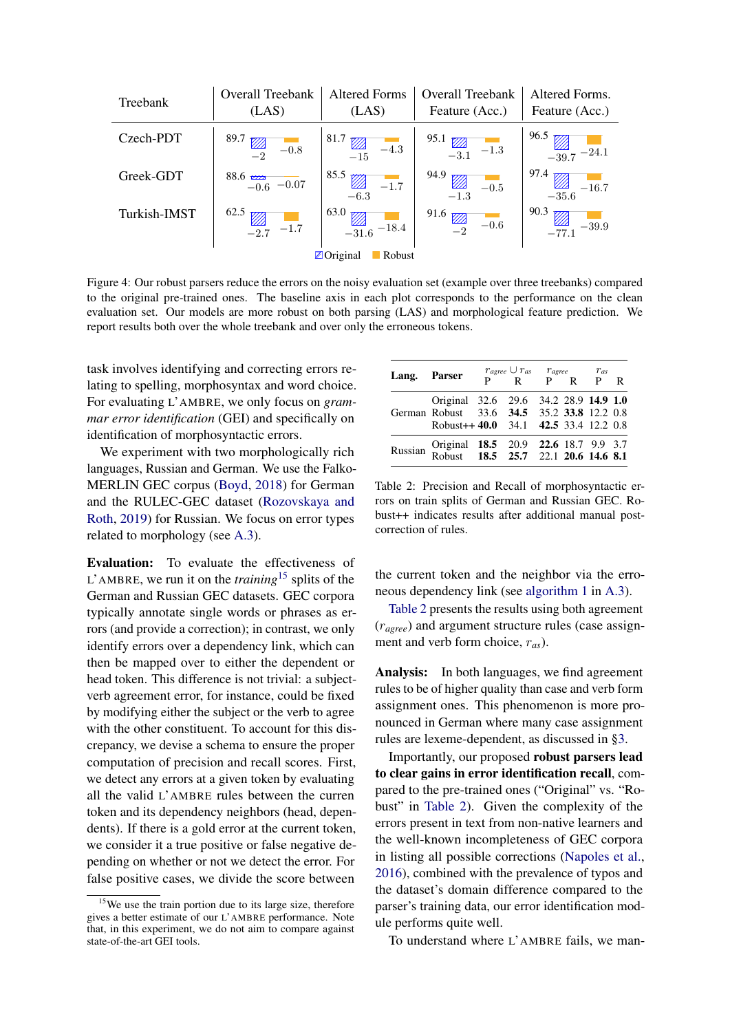| Treebank | Overall Treebank (LAS) | | | Altered Forms (LAS) | | | Overall Treebank Feature (Acc.) | | | Altered Forms. Feature (Acc.) | | |
|---|---|---|---|---|---|---|---|---|---|---|---|---|
| | Clean | Original | Robust | Clean | Original | Robust | Clean | Original | Robust | Clean | Original | Robust |
| Czech-PDT | 89.7 | −2 | −0.8 | 81.7 | −15 | −4.3 | 95.1 | −3.1 | −1.3 | 96.5 | −39.7 | −24.1 |
| Greek-GDT | 88.6 | −0.6 | −0.07 | 85.5 | −6.3 | −1.7 | 94.9 | −1.3 | −0.5 | 97.4 | −35.6 | −16.7 |
| Turkish-IMST | 62.5 | −2.7 | −1.7 | 63.0 | −31.6 | −18.4 | 91.6 | −2 | −0.6 | 90.3 | −77.1 | −39.9 |

Figure 4: Our robust parsers reduce the errors on the noisy evaluation set (example over three treebanks) compared to the original pre-trained ones. The baseline axis in each plot corresponds to the performance on the clean evaluation set. Our models are more robust on both parsing (LAS) and morphological feature prediction. We report results both over the whole treebank and over only the erroneous tokens.

task involves identifying and correcting errors relating to spelling, morphosyntax and word choice. For evaluating L'AMBRE, we only focus on *grammar error identification* (GEI) and specifically on identification of morphosyntactic errors.

We experiment with two morphologically rich languages, Russian and German. We use the Falko-MERLIN GEC corpus (Boyd, 2018) for German and the RULEC-GEC dataset (Rozovskaya and Roth, 2019) for Russian. We focus on error types related to morphology (see A.3).

**Evaluation:** To evaluate the effectiveness of L'AMBRE, we run it on the *training*[15] splits of the German and Russian GEC datasets. GEC corpora typically annotate single words or phrases as errors (and provide a correction); in contrast, we only identify errors over a dependency link, which can then be mapped over to either the dependent or head token. This difference is not trivial: a subject-verb agreement error, for instance, could be fixed by modifying either the subject or the verb to agree with the other constituent. To account for this discrepancy, we devise a schema to ensure the proper computation of precision and recall scores. First, we detect any errors at a given token by evaluating all the L'AMBRE rules between the current token and its dependency neighbors (head, dependents). If there is a gold error at the current token, we consider it a true positive or false negative depending on whether or not we detect the error. For false positive cases, we divide the score between the current token and the neighbor via the erroneous dependency link (see algorithm 1 in A.3).

| Lang. | Parser | $r_{agree} \cup r_{as}$ P | $r_{agree} \cup r_{as}$ R | $r_{agree}$ P | $r_{agree}$ R | $r_{as}$ P | $r_{as}$ R |
|---|---|---|---|---|---|---|---|
| German | Original | 32.6 | 29.6 | 34.2 | 28.9 | **14.9** | **1.0** |
| | Robust | 33.6 | **34.5** | 35.2 | **33.8** | 12.2 | 0.8 |
| | Robust++ | **40.0** | 34.1 | **42.5** | 33.4 | 12.2 | 0.8 |
| Russian | Original | **18.5** | 20.9 | **22.6** | 18.7 | 9.9 | 3.7 |
| | Robust | **18.5** | **25.7** | 22.1 | **20.6** | **14.6** | **8.1** |

Table 2: Precision and Recall of morphosyntactic errors on train splits of German and Russian GEC. Robust++ indicates results after additional manual post-correction of rules.

Table 2 presents the results using both agreement ($r_{agree}$) and argument structure rules (case assignment and verb form choice, $r_{as}$).

**Analysis:** In both languages, we find agreement rules to be of higher quality than case and verb form assignment ones. This phenomenon is more pronounced in German where many case assignment rules are lexeme-dependent, as discussed in §3.

Importantly, our proposed **robust parsers lead to clear gains in error identification recall**, compared to the pre-trained ones ("Original" vs. "Robust" in Table 2). Given the complexity of the errors present in text from non-native learners and the well-known incompleteness of GEC corpora in listing all possible corrections (Napoles et al., 2016), combined with the prevalence of typos and the dataset's domain difference compared to the parser's training data, our error identification module performs quite well.

To understand where L'AMBRE fails, we man-

[15] We use the train portion due to its large size, therefore gives a better estimate of our L'AMBRE performance. Note that, in this experiment, we do not aim to compare against state-of-the-art GEI tools.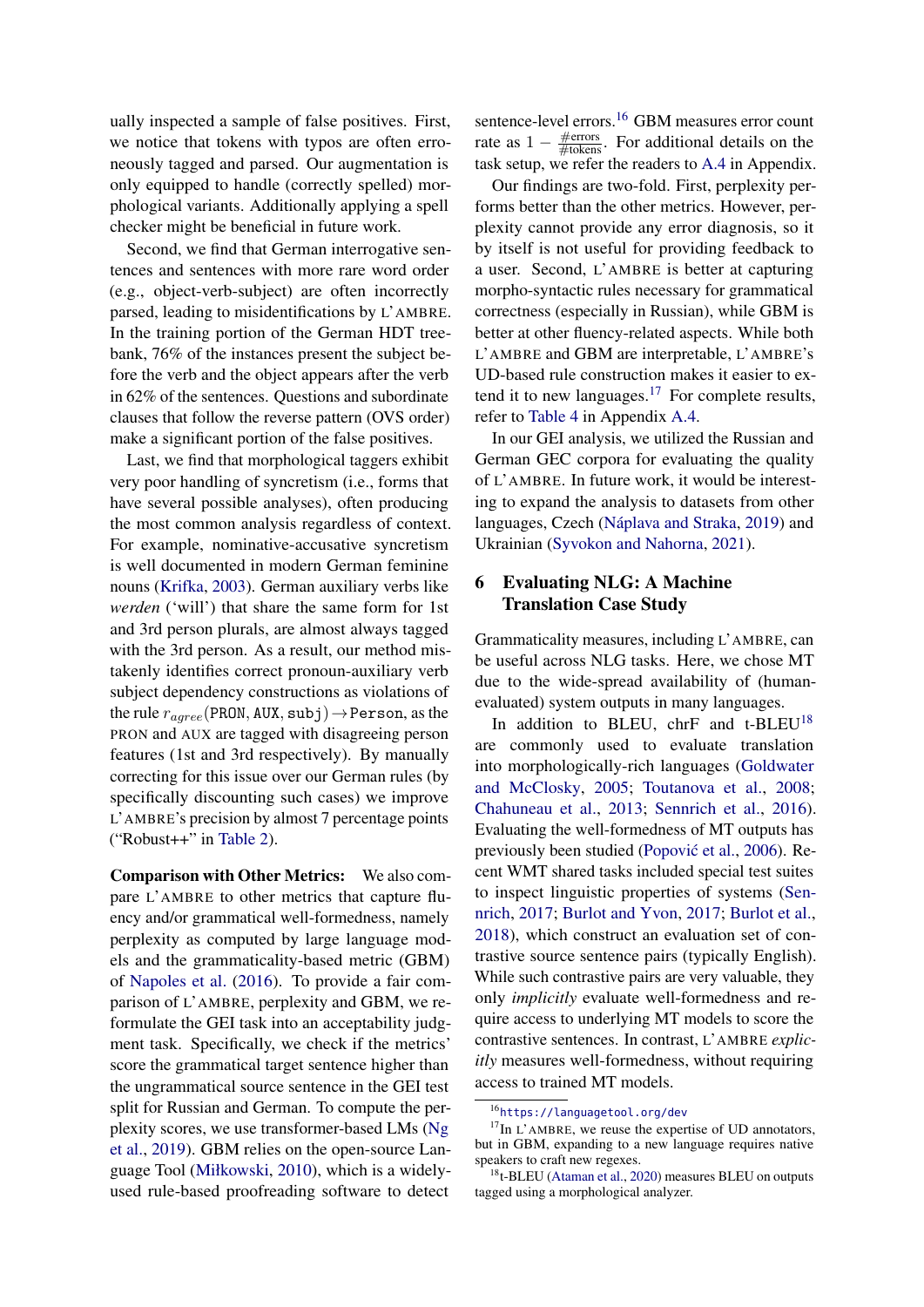ually inspected a sample of false positives. First, we notice that tokens with typos are often erroneously tagged and parsed. Our augmentation is only equipped to handle (correctly spelled) morphological variants. Additionally applying a spell checker might be beneficial in future work.

Second, we find that German interrogative sentences and sentences with more rare word order (e.g., object-verb-subject) are often incorrectly parsed, leading to misidentifications by L'AMBRE. In the training portion of the German HDT treebank, 76% of the instances present the subject before the verb and the object appears after the verb in 62% of the sentences. Questions and subordinate clauses that follow the reverse pattern (OVS order) make a significant portion of the false positives.

Last, we find that morphological taggers exhibit very poor handling of syncretism (i.e., forms that have several possible analyses), often producing the most common analysis regardless of context. For example, nominative-accusative syncretism is well documented in modern German feminine nouns (Krifka, 2003). German auxiliary verbs like *werden* ('will') that share the same form for 1st and 3rd person plurals, are almost always tagged with the 3rd person. As a result, our method mistakenly identifies correct pronoun-auxiliary verb subject dependency constructions as violations of the rule $r_{agree}(\texttt{PRON}, \texttt{AUX}, \texttt{subj}) \rightarrow \texttt{Person}$, as the PRON and AUX are tagged with disagreeing person features (1st and 3rd respectively). By manually correcting for this issue over our German rules (by specifically discounting such cases) we improve L'AMBRE's precision by almost 7 percentage points ("Robust++" in Table 2).

**Comparison with Other Metrics:** We also compare L'AMBRE to other metrics that capture fluency and/or grammatical well-formedness, namely perplexity as computed by large language models and the grammaticality-based metric (GBM) of Napoles et al. (2016). To provide a fair comparison of L'AMBRE, perplexity and GBM, we reformulate the GEI task into an acceptability judgment task. Specifically, we check if the metrics' score the grammatical target sentence higher than the ungrammatical source sentence in the GEI test split for Russian and German. To compute the perplexity scores, we use transformer-based LMs (Ng et al., 2019). GBM relies on the open-source Language Tool (Miłkowski, 2010), which is a widely-used rule-based proofreading software to detect sentence-level errors.[16] GBM measures error count rate as $1 - \frac{\#\text{errors}}{\#\text{tokens}}$. For additional details on the task setup, we refer the readers to A.4 in Appendix.

Our findings are two-fold. First, perplexity performs better than the other metrics. However, perplexity cannot provide any error diagnosis, so it by itself is not useful for providing feedback to a user. Second, L'AMBRE is better at capturing morpho-syntactic rules necessary for grammatical correctness (especially in Russian), while GBM is better at other fluency-related aspects. While both L'AMBRE and GBM are interpretable, L'AMBRE's UD-based rule construction makes it easier to extend it to new languages.[17] For complete results, refer to Table 4 in Appendix A.4.

In our GEI analysis, we utilized the Russian and German GEC corpora for evaluating the quality of L'AMBRE. In future work, it would be interesting to expand the analysis to datasets from other languages, Czech (Náplava and Straka, 2019) and Ukrainian (Syvokon and Nahorna, 2021).

## 6 Evaluating NLG: A Machine Translation Case Study

Grammaticality measures, including L'AMBRE, can be useful across NLG tasks. Here, we chose MT due to the wide-spread availability of (human-evaluated) system outputs in many languages.

In addition to BLEU, chrF and t-BLEU[18] are commonly used to evaluate translation into morphologically-rich languages (Goldwater and McClosky, 2005; Toutanova et al., 2008; Chahuneau et al., 2013; Sennrich et al., 2016). Evaluating the well-formedness of MT outputs has previously been studied (Popović et al., 2006). Recent WMT shared tasks included special test suites to inspect linguistic properties of systems (Sennrich, 2017; Burlot and Yvon, 2017; Burlot et al., 2018), which construct an evaluation set of contrastive source sentence pairs (typically English). While such contrastive pairs are very valuable, they only *implicitly* evaluate well-formedness and require access to underlying MT models to score the contrastive sentences. In contrast, L'AMBRE *explicitly* measures well-formedness, without requiring access to trained MT models.

[16] https://languagetool.org/dev

[17] In L'AMBRE, we reuse the expertise of UD annotators, but in GBM, expanding to a new language requires native speakers to craft new regexes.

[18] t-BLEU (Ataman et al., 2020) measures BLEU on outputs tagged using a morphological analyzer.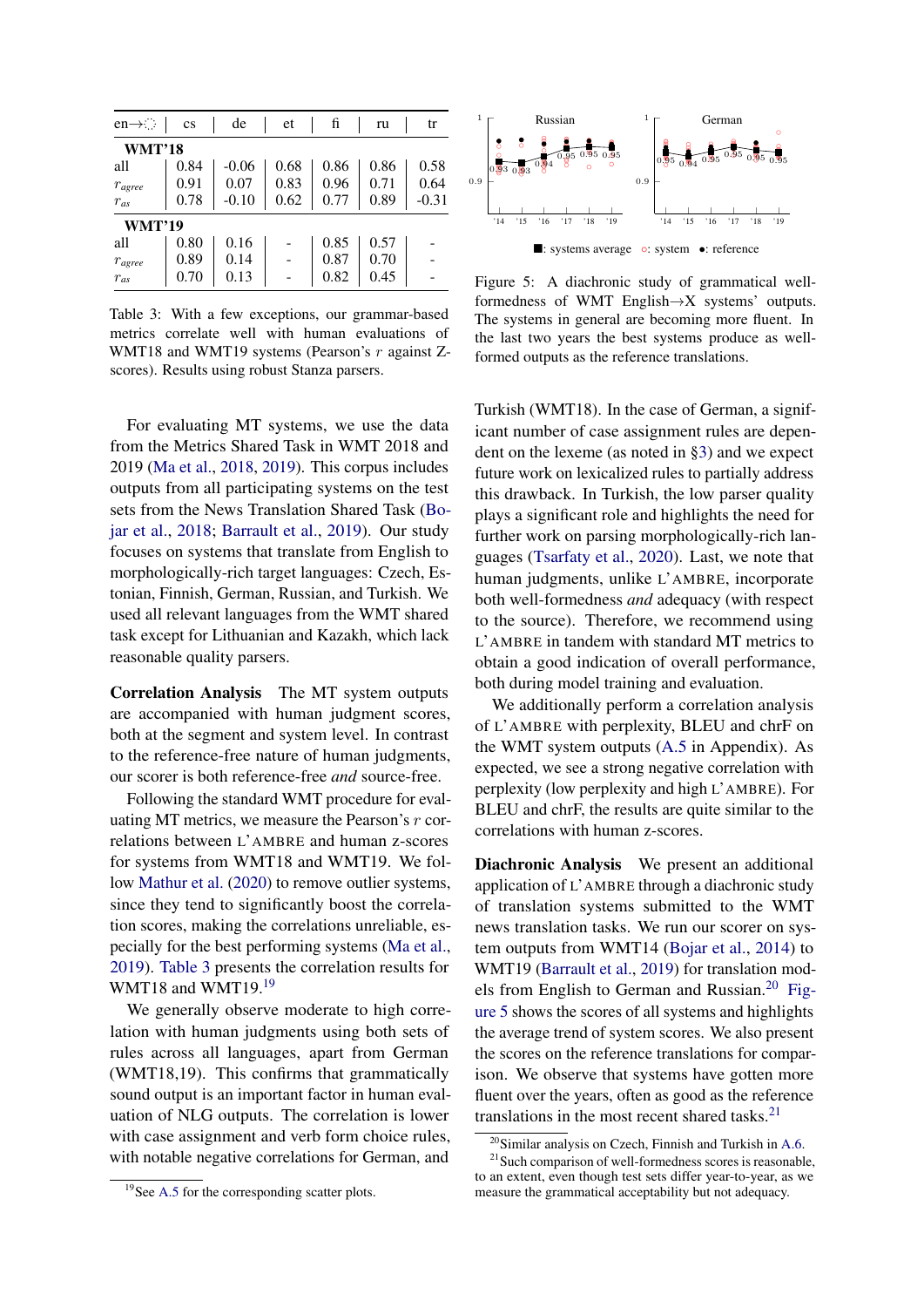| en→ | cs | de | et | fi | ru | tr |
|---|---|---|---|---|---|---|
| **WMT'18** | | | | | | |
| all | 0.84 | -0.06 | 0.68 | 0.86 | 0.86 | 0.58 |
| $r_{agree}$ | 0.91 | 0.07 | 0.83 | 0.96 | 0.71 | 0.64 |
| $r_{as}$ | 0.78 | -0.10 | 0.62 | 0.77 | 0.89 | -0.31 |
| **WMT'19** | | | | | | |
| all | 0.80 | 0.16 | - | 0.85 | 0.57 | - |
| $r_{agree}$ | 0.89 | 0.14 | - | 0.87 | 0.70 | - |
| $r_{as}$ | 0.70 | 0.13 | - | 0.82 | 0.45 | - |

Table 3: With a few exceptions, our grammar-based metrics correlate well with human evaluations of WMT18 and WMT19 systems (Pearson's $r$ against Z-scores). Results using robust Stanza parsers.

For evaluating MT systems, we use the data from the Metrics Shared Task in WMT 2018 and 2019 (Ma et al., 2018, 2019). This corpus includes outputs from all participating systems on the test sets from the News Translation Shared Task (Bojar et al., 2018; Barrault et al., 2019). Our study focuses on systems that translate from English to morphologically-rich target languages: Czech, Estonian, Finnish, German, Russian, and Turkish. We used all relevant languages from the WMT shared task except for Lithuanian and Kazakh, which lack reasonable quality parsers.

**Correlation Analysis** The MT system outputs are accompanied with human judgment scores, both at the segment and system level. In contrast to the reference-free nature of human judgments, our scorer is both reference-free *and* source-free.

Following the standard WMT procedure for evaluating MT metrics, we measure the Pearson's $r$ correlations between L'AMBRE and human z-scores for systems from WMT18 and WMT19. We follow Mathur et al. (2020) to remove outlier systems, since they tend to significantly boost the correlation scores, making the correlations unreliable, especially for the best performing systems (Ma et al., 2019). Table 3 presents the correlation results for WMT18 and WMT19.[19]

We generally observe moderate to high correlation with human judgments using both sets of rules across all languages, apart from German (WMT18,19). This confirms that grammatically sound output is an important factor in human evaluation of NLG outputs. The correlation is lower with case assignment and verb form choice rules, with notable negative correlations for German, and Turkish (WMT18). In the case of German, a significant number of case assignment rules are dependent on the lexeme (as noted in §3) and we expect future work on lexicalized rules to partially address this drawback. In Turkish, the low parser quality plays a significant role and highlights the need for further work on parsing morphologically-rich languages (Tsarfaty et al., 2020). Last, we note that human judgments, unlike L'AMBRE, incorporate both well-formedness *and* adequacy (with respect to the source). Therefore, we recommend using L'AMBRE in tandem with standard MT metrics to obtain a good indication of overall performance, both during model training and evaluation.

We additionally perform a correlation analysis of L'AMBRE with perplexity, BLEU and chrF on the WMT system outputs (A.5 in Appendix). As expected, we see a strong negative correlation with perplexity (low perplexity and high L'AMBRE). For BLEU and chrF, the results are quite similar to the correlations with human z-scores.

[19] See A.5 for the corresponding scatter plots.

Figure 5: A diachronic study of grammatical well-formedness of WMT English→X systems' outputs. The systems in general are becoming more fluent. In the last two years the best systems produce as well-formed outputs as the reference translations.

**Diachronic Analysis** We present an additional application of L'AMBRE through a diachronic study of translation systems submitted to the WMT news translation tasks. We run our scorer on system outputs from WMT14 (Bojar et al., 2014) to WMT19 (Barrault et al., 2019) for translation models from English to German and Russian.[20] Figure 5 shows the scores of all systems and highlights the average trend of system scores. We also present the scores on the reference translations for comparison. We observe that systems have gotten more fluent over the years, often as good as the reference translations in the most recent shared tasks.[21]

[20] Similar analysis on Czech, Finnish and Turkish in A.6.

[21] Such comparison of well-formedness scores is reasonable, to an extent, even though test sets differ year-to-year, as we measure the grammatical acceptability but not adequacy.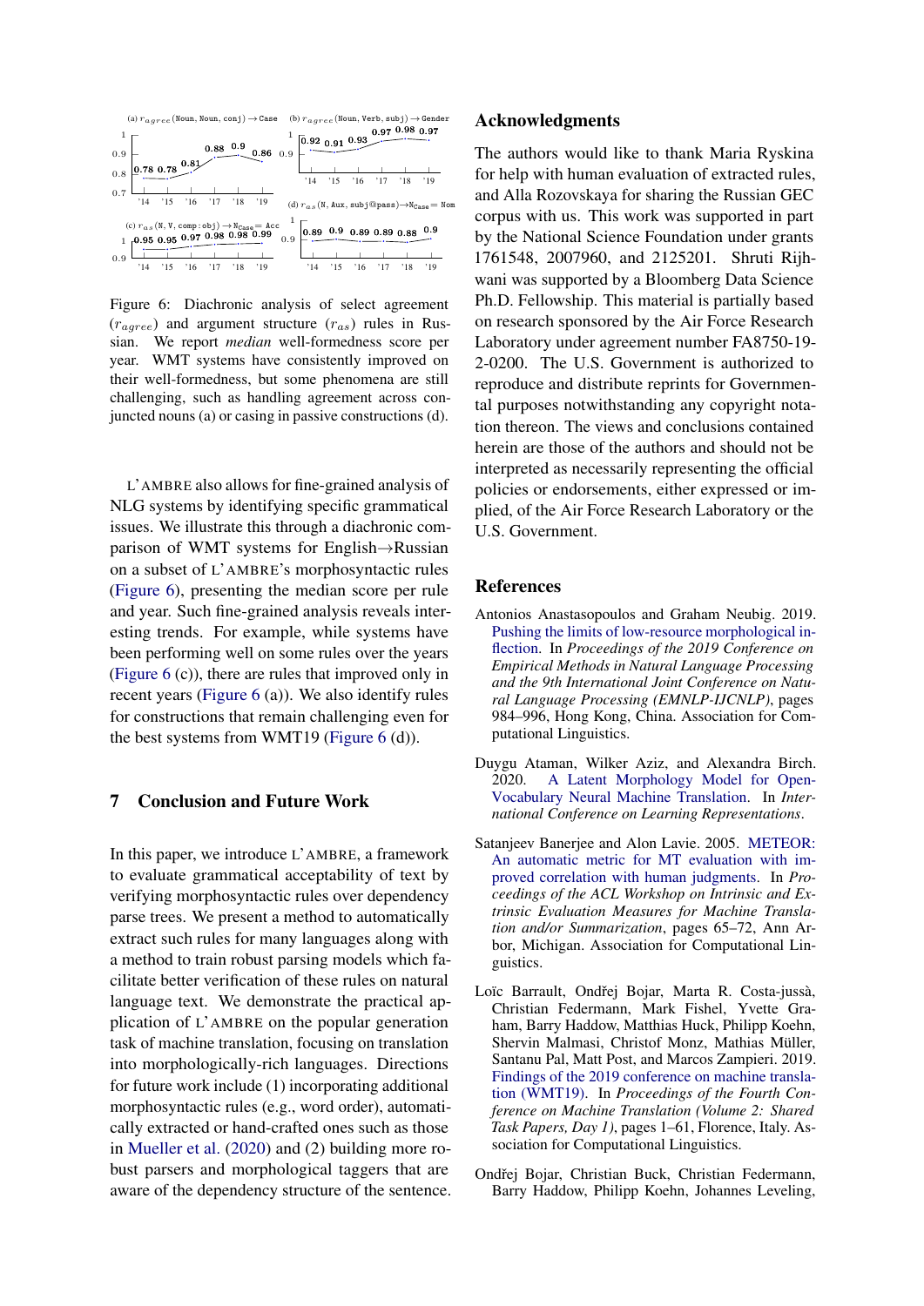Figure 6: Diachronic analysis of select agreement ($r_{agree}$) and argument structure ($r_{as}$) rules in Russian. We report *median* well-formedness score per year. WMT systems have consistently improved on their well-formedness, but some phenomena are still challenging, such as handling agreement across conjuncted nouns (a) or casing in passive constructions (d).

L'AMBRE also allows for fine-grained analysis of NLG systems by identifying specific grammatical issues. We illustrate this through a diachronic comparison of WMT systems for English→Russian on a subset of L'AMBRE's morphosyntactic rules (Figure 6), presenting the median score per rule and year. Such fine-grained analysis reveals interesting trends. For example, while systems have been performing well on some rules over the years (Figure 6 (c)), there are rules that improved only in recent years (Figure 6 (a)). We also identify rules for constructions that remain challenging even for the best systems from WMT19 (Figure 6 (d)).

## 7 Conclusion and Future Work

In this paper, we introduce L'AMBRE, a framework to evaluate grammatical acceptability of text by verifying morphosyntactic rules over dependency parse trees. We present a method to automatically extract such rules for many languages along with a method to train robust parsing models which facilitate better verification of these rules on natural language text. We demonstrate the practical application of L'AMBRE on the popular generation task of machine translation, focusing on translation into morphologically-rich languages. Directions for future work include (1) incorporating additional morphosyntactic rules (e.g., word order), automatically extracted or hand-crafted ones such as those in Mueller et al. (2020) and (2) building more robust parsers and morphological taggers that are aware of the dependency structure of the sentence.

## Acknowledgments

The authors would like to thank Maria Ryskina for help with human evaluation of extracted rules, and Alla Rozovskaya for sharing the Russian GEC corpus with us. This work was supported in part by the National Science Foundation under grants 1761548, 2007960, and 2125201. Shruti Rijhwani was supported by a Bloomberg Data Science Ph.D. Fellowship. This material is partially based on research sponsored by the Air Force Research Laboratory under agreement number FA8750-19-2-0200. The U.S. Government is authorized to reproduce and distribute reprints for Governmental purposes notwithstanding any copyright notation thereon. The views and conclusions contained herein are those of the authors and should not be interpreted as necessarily representing the official policies or endorsements, either expressed or implied, of the Air Force Research Laboratory or the U.S. Government.

## References

Antonios Anastasopoulos and Graham Neubig. 2019. Pushing the limits of low-resource morphological inflection. In *Proceedings of the 2019 Conference on Empirical Methods in Natural Language Processing and the 9th International Joint Conference on Natural Language Processing (EMNLP-IJCNLP)*, pages 984–996, Hong Kong, China. Association for Computational Linguistics.

Duygu Ataman, Wilker Aziz, and Alexandra Birch. 2020. A Latent Morphology Model for Open-Vocabulary Neural Machine Translation. In *International Conference on Learning Representations*.

Satanjeev Banerjee and Alon Lavie. 2005. METEOR: An automatic metric for MT evaluation with improved correlation with human judgments. In *Proceedings of the ACL Workshop on Intrinsic and Extrinsic Evaluation Measures for Machine Translation and/or Summarization*, pages 65–72, Ann Arbor, Michigan. Association for Computational Linguistics.

Loïc Barrault, Ondřej Bojar, Marta R. Costa-jussà, Christian Federmann, Mark Fishel, Yvette Graham, Barry Haddow, Matthias Huck, Philipp Koehn, Shervin Malmasi, Christof Monz, Mathias Müller, Santanu Pal, Matt Post, and Marcos Zampieri. 2019. Findings of the 2019 conference on machine translation (WMT19). In *Proceedings of the Fourth Conference on Machine Translation (Volume 2: Shared Task Papers, Day 1)*, pages 1–61, Florence, Italy. Association for Computational Linguistics.

Ondřej Bojar, Christian Buck, Christian Federmann, Barry Haddow, Philipp Koehn, Johannes Leveling,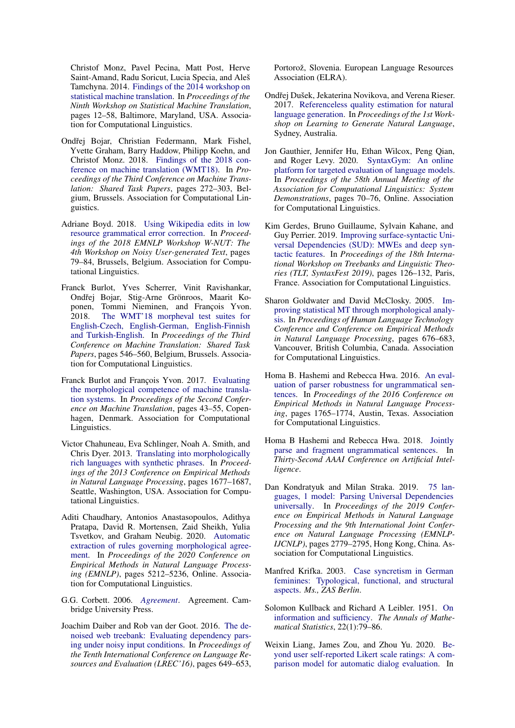Christof Monz, Pavel Pecina, Matt Post, Herve Saint-Amand, Radu Soricut, Lucia Specia, and Aleš Tamchyna. 2014. Findings of the 2014 workshop on statistical machine translation. In *Proceedings of the Ninth Workshop on Statistical Machine Translation*, pages 12–58, Baltimore, Maryland, USA. Association for Computational Linguistics.

Ondřej Bojar, Christian Federmann, Mark Fishel, Yvette Graham, Barry Haddow, Philipp Koehn, and Christof Monz. 2018. Findings of the 2018 conference on machine translation (WMT18). In *Proceedings of the Third Conference on Machine Translation: Shared Task Papers*, pages 272–303, Belgium, Brussels. Association for Computational Linguistics.

Adriane Boyd. 2018. Using Wikipedia edits in low resource grammatical error correction. In *Proceedings of the 2018 EMNLP Workshop W-NUT: The 4th Workshop on Noisy User-generated Text*, pages 79–84, Brussels, Belgium. Association for Computational Linguistics.

Franck Burlot, Yves Scherrer, Vinit Ravishankar, Ondřej Bojar, Stig-Arne Grönroos, Maarit Koponen, Tommi Nieminen, and François Yvon. 2018. The WMT'18 morpheval test suites for English-Czech, English-German, English-Finnish and Turkish-English. In *Proceedings of the Third Conference on Machine Translation: Shared Task Papers*, pages 546–560, Belgium, Brussels. Association for Computational Linguistics.

Franck Burlot and François Yvon. 2017. Evaluating the morphological competence of machine translation systems. In *Proceedings of the Second Conference on Machine Translation*, pages 43–55, Copenhagen, Denmark. Association for Computational Linguistics.

Victor Chahuneau, Eva Schlinger, Noah A. Smith, and Chris Dyer. 2013. Translating into morphologically rich languages with synthetic phrases. In *Proceedings of the 2013 Conference on Empirical Methods in Natural Language Processing*, pages 1677–1687, Seattle, Washington, USA. Association for Computational Linguistics.

Aditi Chaudhary, Antonios Anastasopoulos, Adithya Pratapa, David R. Mortensen, Zaid Sheikh, Yulia Tsvetkov, and Graham Neubig. 2020. Automatic extraction of rules governing morphological agreement. In *Proceedings of the 2020 Conference on Empirical Methods in Natural Language Processing (EMNLP)*, pages 5212–5236, Online. Association for Computational Linguistics.

G.G. Corbett. 2006. *Agreement*. Agreement. Cambridge University Press.

Joachim Daiber and Rob van der Goot. 2016. The denoised web treebank: Evaluating dependency parsing under noisy input conditions. In *Proceedings of the Tenth International Conference on Language Resources and Evaluation (LREC'16)*, pages 649–653, Portorož, Slovenia. European Language Resources Association (ELRA).

Ondřej Dušek, Jekaterina Novikova, and Verena Rieser. 2017. Referenceless quality estimation for natural language generation. In *Proceedings of the 1st Workshop on Learning to Generate Natural Language*, Sydney, Australia.

Jon Gauthier, Jennifer Hu, Ethan Wilcox, Peng Qian, and Roger Levy. 2020. SyntaxGym: An online platform for targeted evaluation of language models. In *Proceedings of the 58th Annual Meeting of the Association for Computational Linguistics: System Demonstrations*, pages 70–76, Online. Association for Computational Linguistics.

Kim Gerdes, Bruno Guillaume, Sylvain Kahane, and Guy Perrier. 2019. Improving surface-syntactic Universal Dependencies (SUD): MWEs and deep syntactic features. In *Proceedings of the 18th International Workshop on Treebanks and Linguistic Theories (TLT, SyntaxFest 2019)*, pages 126–132, Paris, France. Association for Computational Linguistics.

Sharon Goldwater and David McClosky. 2005. Improving statistical MT through morphological analysis. In *Proceedings of Human Language Technology Conference and Conference on Empirical Methods in Natural Language Processing*, pages 676–683, Vancouver, British Columbia, Canada. Association for Computational Linguistics.

Homa B. Hashemi and Rebecca Hwa. 2016. An evaluation of parser robustness for ungrammatical sentences. In *Proceedings of the 2016 Conference on Empirical Methods in Natural Language Processing*, pages 1765–1774, Austin, Texas. Association for Computational Linguistics.

Homa B Hashemi and Rebecca Hwa. 2018. Jointly parse and fragment ungrammatical sentences. In *Thirty-Second AAAI Conference on Artificial Intelligence*.

Dan Kondratyuk and Milan Straka. 2019. 75 languages, 1 model: Parsing Universal Dependencies universally. In *Proceedings of the 2019 Conference on Empirical Methods in Natural Language Processing and the 9th International Joint Conference on Natural Language Processing (EMNLP-IJCNLP)*, pages 2779–2795, Hong Kong, China. Association for Computational Linguistics.

Manfred Krifka. 2003. Case syncretism in German feminines: Typological, functional, and structural aspects. *Ms., ZAS Berlin*.

Solomon Kullback and Richard A Leibler. 1951. On information and sufficiency. *The Annals of Mathematical Statistics*, 22(1):79–86.

Weixin Liang, James Zou, and Zhou Yu. 2020. Beyond user self-reported Likert scale ratings: A comparison model for automatic dialog evaluation. In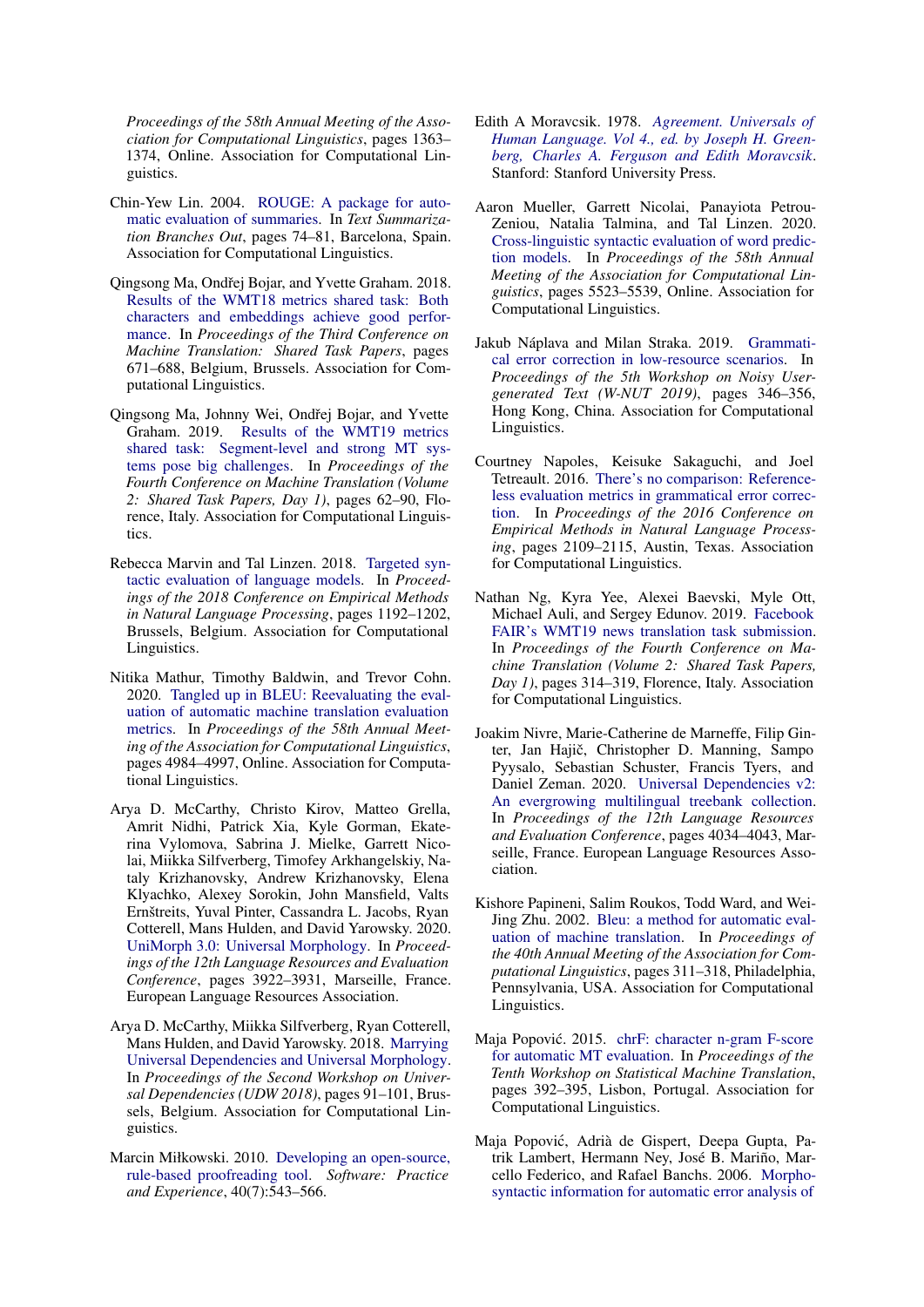*Proceedings of the 58th Annual Meeting of the Association for Computational Linguistics*, pages 1363–1374, Online. Association for Computational Linguistics.

Chin-Yew Lin. 2004. ROUGE: A package for automatic evaluation of summaries. In *Text Summarization Branches Out*, pages 74–81, Barcelona, Spain. Association for Computational Linguistics.

Qingsong Ma, Ondřej Bojar, and Yvette Graham. 2018. Results of the WMT18 metrics shared task: Both characters and embeddings achieve good performance. In *Proceedings of the Third Conference on Machine Translation: Shared Task Papers*, pages 671–688, Belgium, Brussels. Association for Computational Linguistics.

Qingsong Ma, Johnny Wei, Ondřej Bojar, and Yvette Graham. 2019. Results of the WMT19 metrics shared task: Segment-level and strong MT systems pose big challenges. In *Proceedings of the Fourth Conference on Machine Translation (Volume 2: Shared Task Papers, Day 1)*, pages 62–90, Florence, Italy. Association for Computational Linguistics.

Rebecca Marvin and Tal Linzen. 2018. Targeted syntactic evaluation of language models. In *Proceedings of the 2018 Conference on Empirical Methods in Natural Language Processing*, pages 1192–1202, Brussels, Belgium. Association for Computational Linguistics.

Nitika Mathur, Timothy Baldwin, and Trevor Cohn. 2020. Tangled up in BLEU: Reevaluating the evaluation of automatic machine translation evaluation metrics. In *Proceedings of the 58th Annual Meeting of the Association for Computational Linguistics*, pages 4984–4997, Online. Association for Computational Linguistics.

Arya D. McCarthy, Christo Kirov, Matteo Grella, Amrit Nidhi, Patrick Xia, Kyle Gorman, Ekaterina Vylomova, Sabrina J. Mielke, Garrett Nicolai, Miikka Silfverberg, Timofey Arkhangelskiy, Nataly Krizhanovsky, Andrew Krizhanovsky, Elena Klyachko, Alexey Sorokin, John Mansfield, Valts Ernštreits, Yuval Pinter, Cassandra L. Jacobs, Ryan Cotterell, Mans Hulden, and David Yarowsky. 2020. UniMorph 3.0: Universal Morphology. In *Proceedings of the 12th Language Resources and Evaluation Conference*, pages 3922–3931, Marseille, France. European Language Resources Association.

Arya D. McCarthy, Miikka Silfverberg, Ryan Cotterell, Mans Hulden, and David Yarowsky. 2018. Marrying Universal Dependencies and Universal Morphology. In *Proceedings of the Second Workshop on Universal Dependencies (UDW 2018)*, pages 91–101, Brussels, Belgium. Association for Computational Linguistics.

Marcin Miłkowski. 2010. Developing an open-source, rule-based proofreading tool. *Software: Practice and Experience*, 40(7):543–566.

Edith A Moravcsik. 1978. *Agreement. Universals of Human Language. Vol 4., ed. by Joseph H. Greenberg, Charles A. Ferguson and Edith Moravcsik*. Stanford: Stanford University Press.

Aaron Mueller, Garrett Nicolai, Panayiota Petrou-Zeniou, Natalia Talmina, and Tal Linzen. 2020. Cross-linguistic syntactic evaluation of word prediction models. In *Proceedings of the 58th Annual Meeting of the Association for Computational Linguistics*, pages 5523–5539, Online. Association for Computational Linguistics.

Jakub Náplava and Milan Straka. 2019. Grammatical error correction in low-resource scenarios. In *Proceedings of the 5th Workshop on Noisy User-generated Text (W-NUT 2019)*, pages 346–356, Hong Kong, China. Association for Computational Linguistics.

Courtney Napoles, Keisuke Sakaguchi, and Joel Tetreault. 2016. There's no comparison: Reference-less evaluation metrics in grammatical error correction. In *Proceedings of the 2016 Conference on Empirical Methods in Natural Language Processing*, pages 2109–2115, Austin, Texas. Association for Computational Linguistics.

Nathan Ng, Kyra Yee, Alexei Baevski, Myle Ott, Michael Auli, and Sergey Edunov. 2019. Facebook FAIR's WMT19 news translation task submission. In *Proceedings of the Fourth Conference on Machine Translation (Volume 2: Shared Task Papers, Day 1)*, pages 314–319, Florence, Italy. Association for Computational Linguistics.

Joakim Nivre, Marie-Catherine de Marneffe, Filip Ginter, Jan Hajič, Christopher D. Manning, Sampo Pyysalo, Sebastian Schuster, Francis Tyers, and Daniel Zeman. 2020. Universal Dependencies v2: An evergrowing multilingual treebank collection. In *Proceedings of the 12th Language Resources and Evaluation Conference*, pages 4034–4043, Marseille, France. European Language Resources Association.

Kishore Papineni, Salim Roukos, Todd Ward, and Wei-Jing Zhu. 2002. Bleu: a method for automatic evaluation of machine translation. In *Proceedings of the 40th Annual Meeting of the Association for Computational Linguistics*, pages 311–318, Philadelphia, Pennsylvania, USA. Association for Computational Linguistics.

Maja Popović. 2015. chrF: character n-gram F-score for automatic MT evaluation. In *Proceedings of the Tenth Workshop on Statistical Machine Translation*, pages 392–395, Lisbon, Portugal. Association for Computational Linguistics.

Maja Popović, Adrià de Gispert, Deepa Gupta, Patrik Lambert, Hermann Ney, José B. Mariño, Marcello Federico, and Rafael Banchs. 2006. Morpho-syntactic information for automatic error analysis of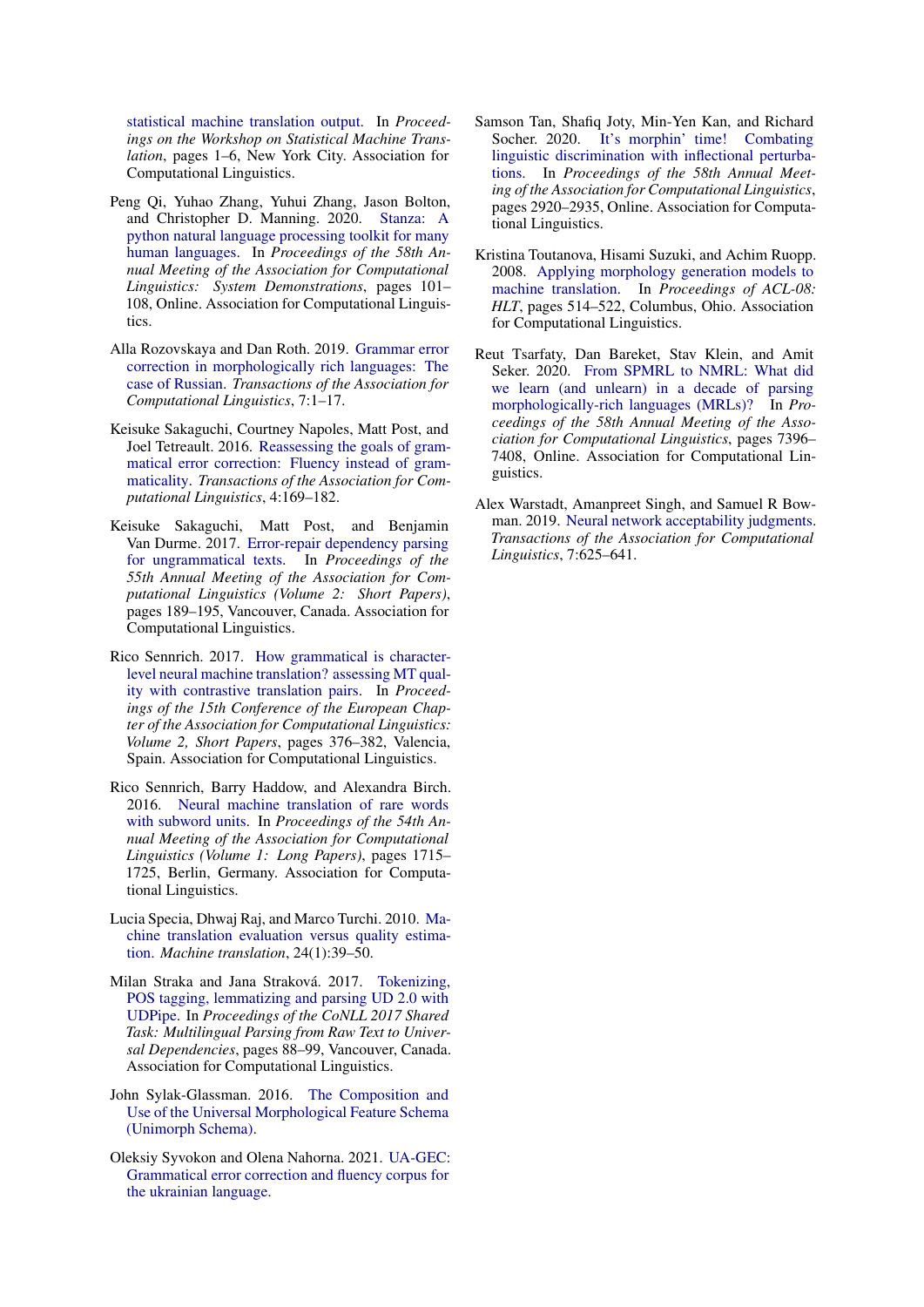statistical machine translation output. In *Proceedings on the Workshop on Statistical Machine Translation*, pages 1–6, New York City. Association for Computational Linguistics.

Peng Qi, Yuhao Zhang, Yuhui Zhang, Jason Bolton, and Christopher D. Manning. 2020. Stanza: A python natural language processing toolkit for many human languages. In *Proceedings of the 58th Annual Meeting of the Association for Computational Linguistics: System Demonstrations*, pages 101–108, Online. Association for Computational Linguistics.

Alla Rozovskaya and Dan Roth. 2019. Grammar error correction in morphologically rich languages: The case of Russian. *Transactions of the Association for Computational Linguistics*, 7:1–17.

Keisuke Sakaguchi, Courtney Napoles, Matt Post, and Joel Tetreault. 2016. Reassessing the goals of grammatical error correction: Fluency instead of grammaticality. *Transactions of the Association for Computational Linguistics*, 4:169–182.

Keisuke Sakaguchi, Matt Post, and Benjamin Van Durme. 2017. Error-repair dependency parsing for ungrammatical texts. In *Proceedings of the 55th Annual Meeting of the Association for Computational Linguistics (Volume 2: Short Papers)*, pages 189–195, Vancouver, Canada. Association for Computational Linguistics.

Rico Sennrich. 2017. How grammatical is character-level neural machine translation? assessing MT quality with contrastive translation pairs. In *Proceedings of the 15th Conference of the European Chapter of the Association for Computational Linguistics: Volume 2, Short Papers*, pages 376–382, Valencia, Spain. Association for Computational Linguistics.

Rico Sennrich, Barry Haddow, and Alexandra Birch. 2016. Neural machine translation of rare words with subword units. In *Proceedings of the 54th Annual Meeting of the Association for Computational Linguistics (Volume 1: Long Papers)*, pages 1715–1725, Berlin, Germany. Association for Computational Linguistics.

Lucia Specia, Dhwaj Raj, and Marco Turchi. 2010. Machine translation evaluation versus quality estimation. *Machine translation*, 24(1):39–50.

Milan Straka and Jana Straková. 2017. Tokenizing, POS tagging, lemmatizing and parsing UD 2.0 with UDPipe. In *Proceedings of the CoNLL 2017 Shared Task: Multilingual Parsing from Raw Text to Universal Dependencies*, pages 88–99, Vancouver, Canada. Association for Computational Linguistics.

John Sylak-Glassman. 2016. The Composition and Use of the Universal Morphological Feature Schema (Unimorph Schema).

Oleksiy Syvokon and Olena Nahorna. 2021. UA-GEC: Grammatical error correction and fluency corpus for the ukrainian language.

Samson Tan, Shafiq Joty, Min-Yen Kan, and Richard Socher. 2020. It's morphin' time! Combating linguistic discrimination with inflectional perturbations. In *Proceedings of the 58th Annual Meeting of the Association for Computational Linguistics*, pages 2920–2935, Online. Association for Computational Linguistics.

Kristina Toutanova, Hisami Suzuki, and Achim Ruopp. 2008. Applying morphology generation models to machine translation. In *Proceedings of ACL-08: HLT*, pages 514–522, Columbus, Ohio. Association for Computational Linguistics.

Reut Tsarfaty, Dan Bareket, Stav Klein, and Amit Seker. 2020. From SPMRL to NMRL: What did we learn (and unlearn) in a decade of parsing morphologically-rich languages (MRLs)? In *Proceedings of the 58th Annual Meeting of the Association for Computational Linguistics*, pages 7396–7408, Online. Association for Computational Linguistics.

Alex Warstadt, Amanpreet Singh, and Samuel R Bowman. 2019. Neural network acceptability judgments. *Transactions of the Association for Computational Linguistics*, 7:625–641.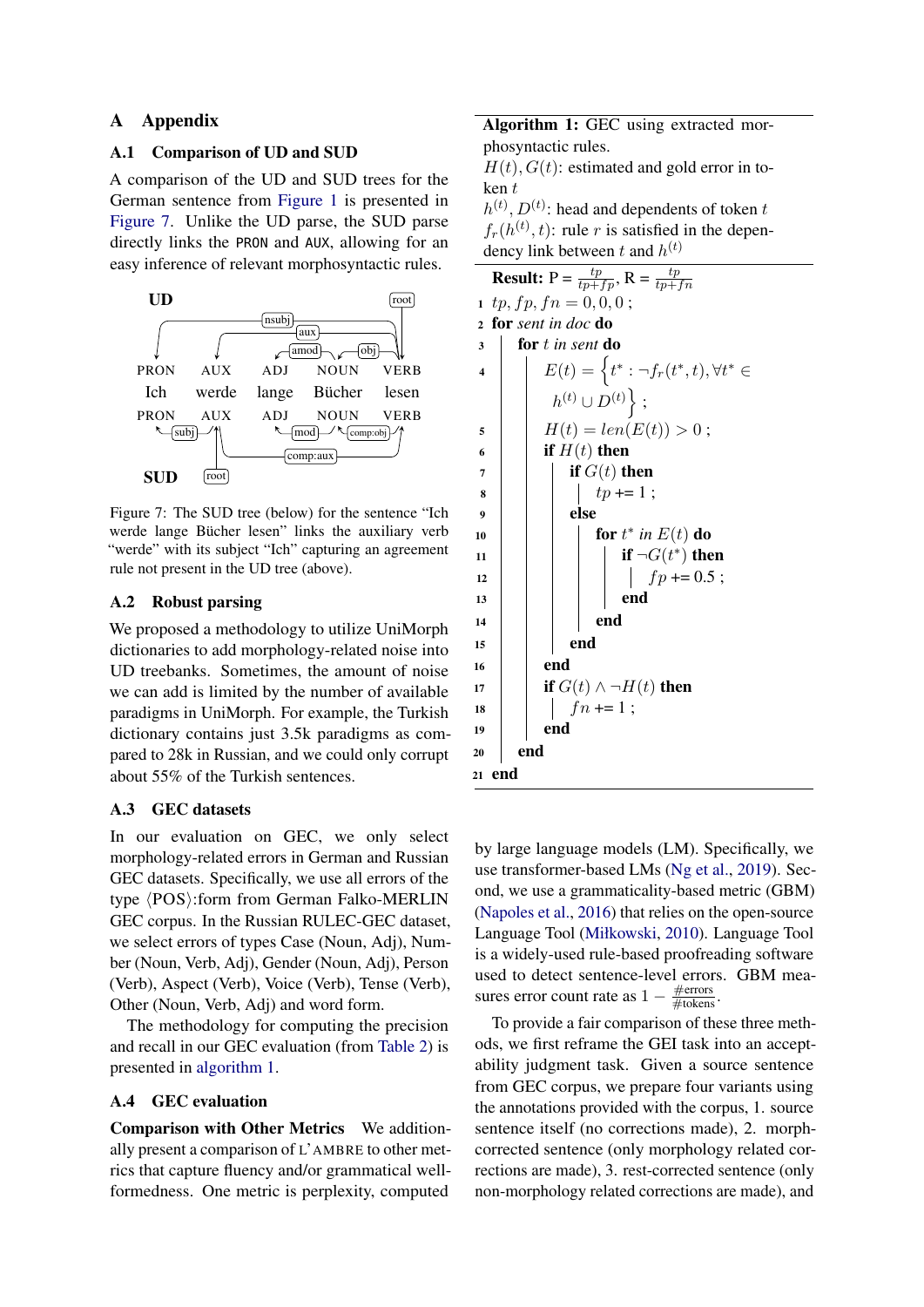# A Appendix

## A.1 Comparison of UD and SUD

A comparison of the UD and SUD trees for the German sentence from Figure 1 is presented in Figure 7. Unlike the UD parse, the SUD parse directly links the PRON and AUX, allowing for an easy inference of relevant morphosyntactic rules.

Figure 7: The SUD tree (below) for the sentence "Ich werde lange Bücher lesen" links the auxiliary verb "werde" with its subject "Ich" capturing an agreement rule not present in the UD tree (above).

## A.2 Robust parsing

We proposed a methodology to utilize UniMorph dictionaries to add morphology-related noise into UD treebanks. Sometimes, the amount of noise we can add is limited by the number of available paradigms in UniMorph. For example, the Turkish dictionary contains just 3.5k paradigms as compared to 28k in Russian, and we could only corrupt about 55% of the Turkish sentences.

## A.3 GEC datasets

In our evaluation on GEC, we only select morphology-related errors in German and Russian GEC datasets. Specifically, we use all errors of the type ⟨POS⟩:form from German Falko-MERLIN GEC corpus. In the Russian RULEC-GEC dataset, we select errors of types Case (Noun, Adj), Number (Noun, Verb, Adj), Gender (Noun, Adj), Person (Verb), Aspect (Verb), Voice (Verb), Tense (Verb), Other (Noun, Verb, Adj) and word form.

The methodology for computing the precision and recall in our GEC evaluation (from Table 2) is presented in algorithm 1.

## A.4 GEC evaluation

**Comparison with Other Metrics** We additionally present a comparison of L'AMBRE to other metrics that capture fluency and/or grammatical well-formedness. One metric is perplexity, computed by large language models (LM). Specifically, we use transformer-based LMs (Ng et al., 2019). Second, we use a grammaticality-based metric (GBM) (Napoles et al., 2016) that relies on the open-source Language Tool (Miłkowski, 2010). Language Tool is a widely-used rule-based proofreading software used to detect sentence-level errors. GBM measures error count rate as $1 - \frac{\#\text{errors}}{\#\text{tokens}}$.

To provide a fair comparison of these three methods, we first reframe the GEI task into an acceptability judgment task. Given a source sentence from GEC corpus, we prepare four variants using the annotations provided with the corpus, 1. source sentence itself (no corrections made), 2. morph-corrected sentence (only morphology related corrections are made), 3. rest-corrected sentence (only non-morphology related corrections are made), and

---

**Algorithm 1:** GEC using extracted morphosyntactic rules.
$H(t), G(t)$: estimated and gold error in token $t$
$h^{(t)}, D^{(t)}$: head and dependents of token $t$
$f_r(h^{(t)}, t)$: rule $r$ is satisfied in the dependency link between $t$ and $h^{(t)}$

**Result:** P = $\frac{tp}{tp+fp}$, R = $\frac{tp}{tp+fn}$

```
1  tp, fp, fn = 0, 0, 0 ;
2  for sent in doc do
3      for t in sent do
4          E(t) = { t* : ¬f_r(t*, t), ∀t* ∈ h^(t) ∪ D^(t) } ;
5          H(t) = len(E(t)) > 0 ;
6          if H(t) then
7              if G(t) then
8                  tp += 1 ;
9              else
10                 for t* in E(t) do
11                     if ¬G(t*) then
12                         fp += 0.5 ;
13                     end
14                 end
15             end
16         end
17         if G(t) ∧ ¬H(t) then
18             fn += 1 ;
19         end
20     end
21 end
```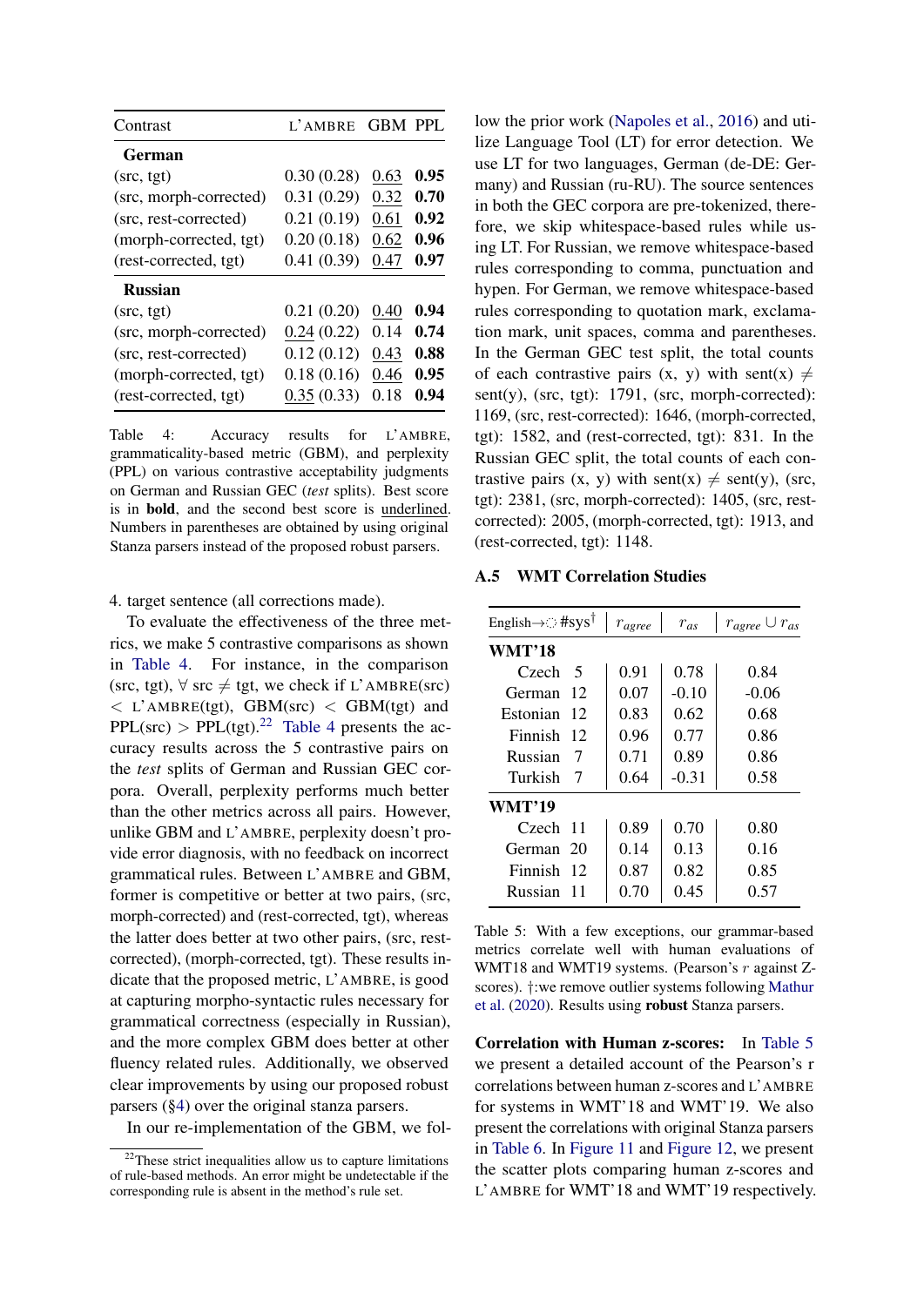| Contrast | L'AMBRE | GBM | PPL |
|---|---|---|---|
| **German** | | | |
| (src, tgt) | 0.30 (0.28) | 0.63 | **0.95** |
| (src, morph-corrected) | 0.31 (0.29) | 0.32 | **0.70** |
| (src, rest-corrected) | 0.21 (0.19) | 0.61 | **0.92** |
| (morph-corrected, tgt) | 0.20 (0.18) | 0.62 | **0.96** |
| (rest-corrected, tgt) | 0.41 (0.39) | 0.47 | **0.97** |
| **Russian** | | | |
| (src, tgt) | 0.21 (0.20) | 0.40 | **0.94** |
| (src, morph-corrected) | 0.24 (0.22) | 0.14 | **0.74** |
| (src, rest-corrected) | 0.12 (0.12) | 0.43 | **0.88** |
| (morph-corrected, tgt) | 0.18 (0.16) | 0.46 | **0.95** |
| (rest-corrected, tgt) | 0.35 (0.33) | 0.18 | **0.94** |

Table 4: Accuracy results for L'AMBRE, grammaticality-based metric (GBM), and perplexity (PPL) on various contrastive acceptability judgments on German and Russian GEC (*test* splits). Best score is in **bold**, and the second best score is underlined. Numbers in parentheses are obtained by using original Stanza parsers instead of the proposed robust parsers.

4. target sentence (all corrections made).

To evaluate the effectiveness of the three metrics, we make 5 contrastive comparisons as shown in Table 4. For instance, in the comparison (src, tgt), $\forall$ src $\neq$ tgt, we check if L'AMBRE(src) $<$ L'AMBRE(tgt), GBM(src) $<$ GBM(tgt) and PPL(src) $>$ PPL(tgt).[22] Table 4 presents the accuracy results across the 5 contrastive pairs on the *test* splits of German and Russian GEC corpora. Overall, perplexity performs much better than the other metrics across all pairs. However, unlike GBM and L'AMBRE, perplexity doesn't provide error diagnosis, with no feedback on incorrect grammatical rules. Between L'AMBRE and GBM, former is competitive or better at two pairs, (src, morph-corrected) and (rest-corrected, tgt), whereas the latter does better at two other pairs, (src, rest-corrected), (morph-corrected, tgt). These results indicate that the proposed metric, L'AMBRE, is good at capturing morpho-syntactic rules necessary for grammatical correctness (especially in Russian), and the more complex GBM does better at other fluency related rules. Additionally, we observed clear improvements by using our proposed robust parsers (§4) over the original stanza parsers.

In our re-implementation of the GBM, we follow the prior work (Napoles et al., 2016) and utilize Language Tool (LT) for error detection. We use LT for two languages, German (de-DE: Germany) and Russian (ru-RU). The source sentences in both the GEC corpora are pre-tokenized, therefore, we skip whitespace-based rules while using LT. For Russian, we remove whitespace-based rules corresponding to comma, punctuation and hypen. For German, we remove whitespace-based rules corresponding to quotation mark, exclamation mark, unit spaces, comma and parentheses. In the German GEC test split, the total counts of each contrastive pairs (x, y) with sent(x) $\neq$ sent(y), (src, tgt): 1791, (src, morph-corrected): 1169, (src, rest-corrected): 1646, (morph-corrected, tgt): 1582, and (rest-corrected, tgt): 831. In the Russian GEC split, the total counts of each contrastive pairs (x, y) with sent(x) $\neq$ sent(y), (src, tgt): 2381, (src, morph-corrected): 1405, (src, rest-corrected): 2005, (morph-corrected, tgt): 1913, and (rest-corrected, tgt): 1148.

[22] These strict inequalities allow us to capture limitations of rule-based methods. An error might be undetectable if the corresponding rule is absent in the method's rule set.

### A.5 WMT Correlation Studies

| English→◌ | #sys† | $r_{agree}$ | $r_{as}$ | $r_{agree} \cup r_{as}$ |
|---|---|---|---|---|
| **WMT'18** | | | | |
| Czech | 5 | 0.91 | 0.78 | 0.84 |
| German | 12 | 0.07 | -0.10 | -0.06 |
| Estonian | 12 | 0.83 | 0.62 | 0.68 |
| Finnish | 12 | 0.96 | 0.77 | 0.86 |
| Russian | 7 | 0.71 | 0.89 | 0.86 |
| Turkish | 7 | 0.64 | -0.31 | 0.58 |
| **WMT'19** | | | | |
| Czech | 11 | 0.89 | 0.70 | 0.80 |
| German | 20 | 0.14 | 0.13 | 0.16 |
| Finnish | 12 | 0.87 | 0.82 | 0.85 |
| Russian | 11 | 0.70 | 0.45 | 0.57 |

Table 5: With a few exceptions, our grammar-based metrics correlate well with human evaluations of WMT18 and WMT19 systems. (Pearson's $r$ against Z-scores). †:we remove outlier systems following Mathur et al. (2020). Results using **robust** Stanza parsers.

**Correlation with Human z-scores:** In Table 5 we present a detailed account of the Pearson's r correlations between human z-scores and L'AMBRE for systems in WMT'18 and WMT'19. We also present the correlations with original Stanza parsers in Table 6. In Figure 11 and Figure 12, we present the scatter plots comparing human z-scores and L'AMBRE for WMT'18 and WMT'19 respectively.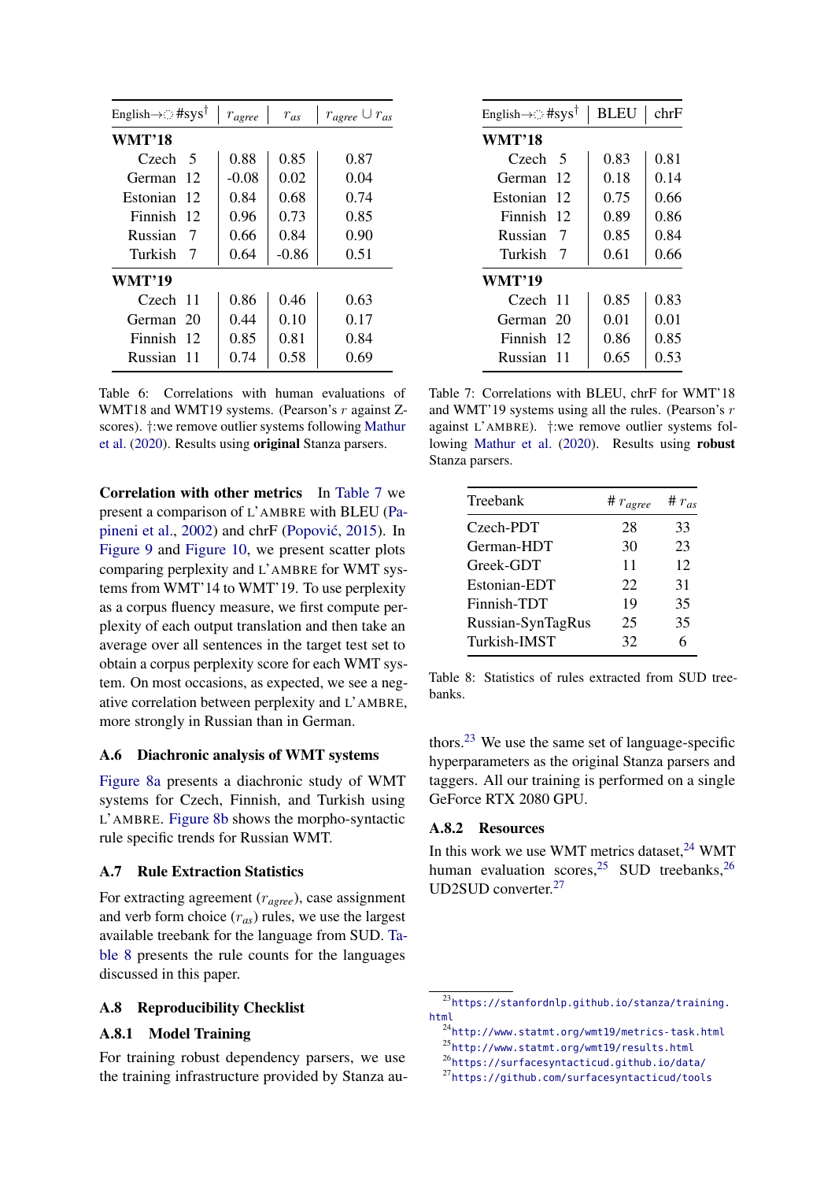| English→ | #sys[†] | $r_{agree}$ | $r_{as}$ | $r_{agree} \cup r_{as}$ |
|---|---|---|---|---|
| **WMT'18** | | | | |
| Czech | 5 | 0.88 | 0.85 | 0.87 |
| German | 12 | -0.08 | 0.02 | 0.04 |
| Estonian | 12 | 0.84 | 0.68 | 0.74 |
| Finnish | 12 | 0.96 | 0.73 | 0.85 |
| Russian | 7 | 0.66 | 0.84 | 0.90 |
| Turkish | 7 | 0.64 | -0.86 | 0.51 |
| **WMT'19** | | | | |
| Czech | 11 | 0.86 | 0.46 | 0.63 |
| German | 20 | 0.44 | 0.10 | 0.17 |
| Finnish | 12 | 0.85 | 0.81 | 0.84 |
| Russian | 11 | 0.74 | 0.58 | 0.69 |

Table 6: Correlations with human evaluations of WMT18 and WMT19 systems. (Pearson's $r$ against Z-scores). †:we remove outlier systems following Mathur et al. (2020). Results using **original** Stanza parsers.

| English→ | #sys[†] | BLEU | chrF |
|---|---|---|---|
| **WMT'18** | | | |
| Czech | 5 | 0.83 | 0.81 |
| German | 12 | 0.18 | 0.14 |
| Estonian | 12 | 0.75 | 0.66 |
| Finnish | 12 | 0.89 | 0.86 |
| Russian | 7 | 0.85 | 0.84 |
| Turkish | 7 | 0.61 | 0.66 |
| **WMT'19** | | | |
| Czech | 11 | 0.85 | 0.83 |
| German | 20 | 0.01 | 0.01 |
| Finnish | 12 | 0.86 | 0.85 |
| Russian | 11 | 0.65 | 0.53 |

Table 7: Correlations with BLEU, chrF for WMT'18 and WMT'19 systems using all the rules. (Pearson's $r$ against L'AMBRE). †:we remove outlier systems following Mathur et al. (2020). Results using **robust** Stanza parsers.

**Correlation with other metrics** In Table 7 we present a comparison of L'AMBRE with BLEU (Papineni et al., 2002) and chrF (Popović, 2015). In Figure 9 and Figure 10, we present scatter plots comparing perplexity and L'AMBRE for WMT systems from WMT'14 to WMT'19. To use perplexity as a corpus fluency measure, we first compute perplexity of each output translation and then take an average over all sentences in the target test set to obtain a corpus perplexity score for each WMT system. On most occasions, as expected, we see a negative correlation between perplexity and L'AMBRE, more strongly in Russian than in German.

### A.6 Diachronic analysis of WMT systems

Figure 8a presents a diachronic study of WMT systems for Czech, Finnish, and Turkish using L'AMBRE. Figure 8b shows the morpho-syntactic rule specific trends for Russian WMT.

### A.7 Rule Extraction Statistics

For extracting agreement ($r_{agree}$), case assignment and verb form choice ($r_{as}$) rules, we use the largest available treebank for the language from SUD. Table 8 presents the rule counts for the languages discussed in this paper.

| Treebank | # $r_{agree}$ | # $r_{as}$ |
|---|---|---|
| Czech-PDT | 28 | 33 |
| German-HDT | 30 | 23 |
| Greek-GDT | 11 | 12 |
| Estonian-EDT | 22 | 31 |
| Finnish-TDT | 19 | 35 |
| Russian-SynTagRus | 25 | 35 |
| Turkish-IMST | 32 | 6 |

Table 8: Statistics of rules extracted from SUD treebanks.

### A.8 Reproducibility Checklist

#### A.8.1 Model Training

For training robust dependency parsers, we use the training infrastructure provided by Stanza authors.[23] We use the same set of language-specific hyperparameters as the original Stanza parsers and taggers. All our training is performed on a single GeForce RTX 2080 GPU.

#### A.8.2 Resources

In this work we use WMT metrics dataset,[24] WMT human evaluation scores,[25] SUD treebanks,[26] UD2SUD converter.[27]

[23] https://stanfordnlp.github.io/stanza/training.html
[24] http://www.statmt.org/wmt19/metrics-task.html
[25] http://www.statmt.org/wmt19/results.html
[26] https://surfacesyntacticud.github.io/data/
[27] https://github.com/surfacesyntacticud/tools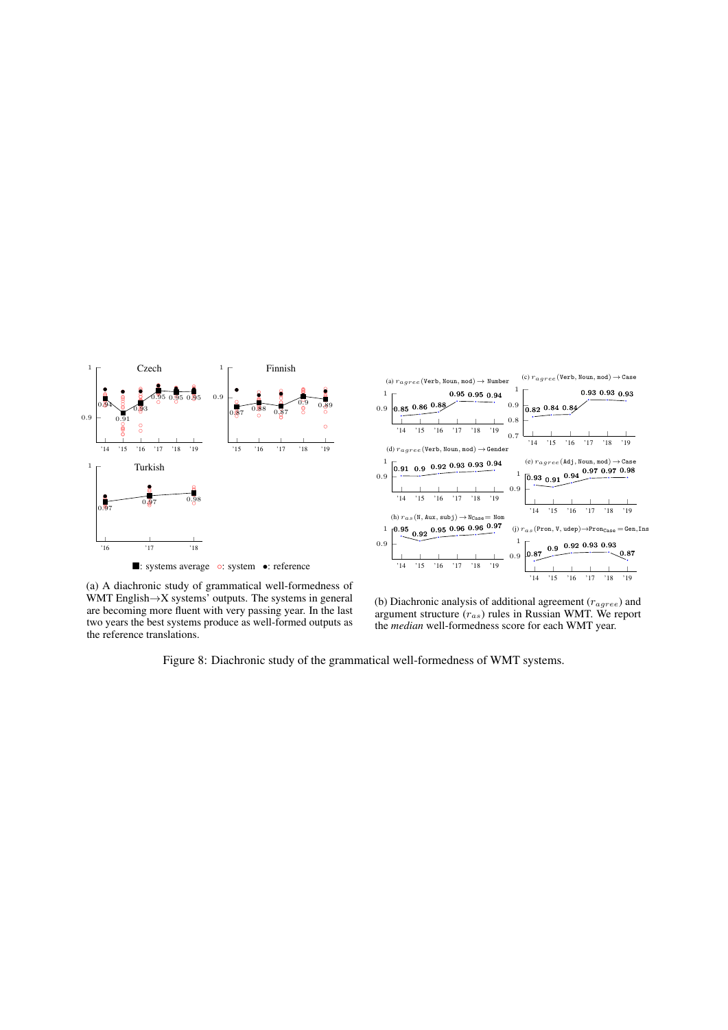(a) A diachronic study of grammatical well-formedness of WMT English→X systems' outputs. The systems in general are becoming more fluent with very passing year. In the last two years the best systems produce as well-formed outputs as the reference translations.

(b) Diachronic analysis of additional agreement ($r_{agree}$) and argument structure ($r_{as}$) rules in Russian WMT. We report the *median* well-formedness score for each WMT year.

Figure 8: Diachronic study of the grammatical well-formedness of WMT systems.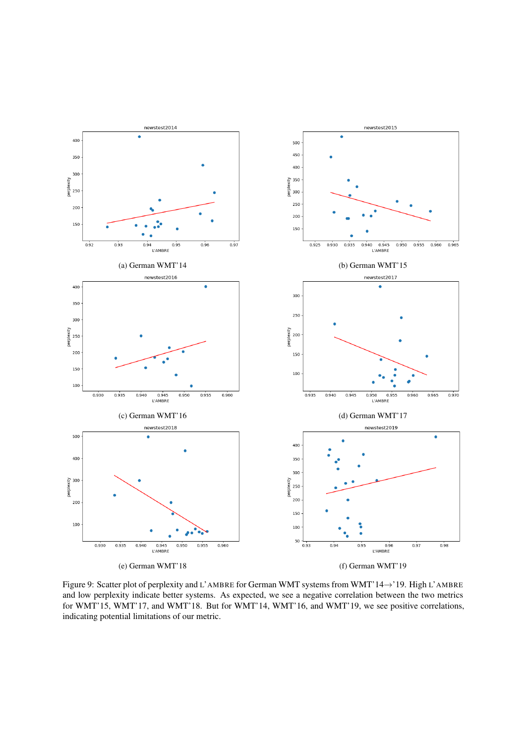(a) German WMT'14

(b) German WMT'15

(c) German WMT'16

(d) German WMT'17

(e) German WMT'18

(f) German WMT'19

Figure 9: Scatter plot of perplexity and L'AMBRE for German WMT systems from WMT'14→'19. High L'AMBRE and low perplexity indicate better systems. As expected, we see a negative correlation between the two metrics for WMT'15, WMT'17, and WMT'18. But for WMT'14, WMT'16, and WMT'19, we see positive correlations, indicating potential limitations of our metric.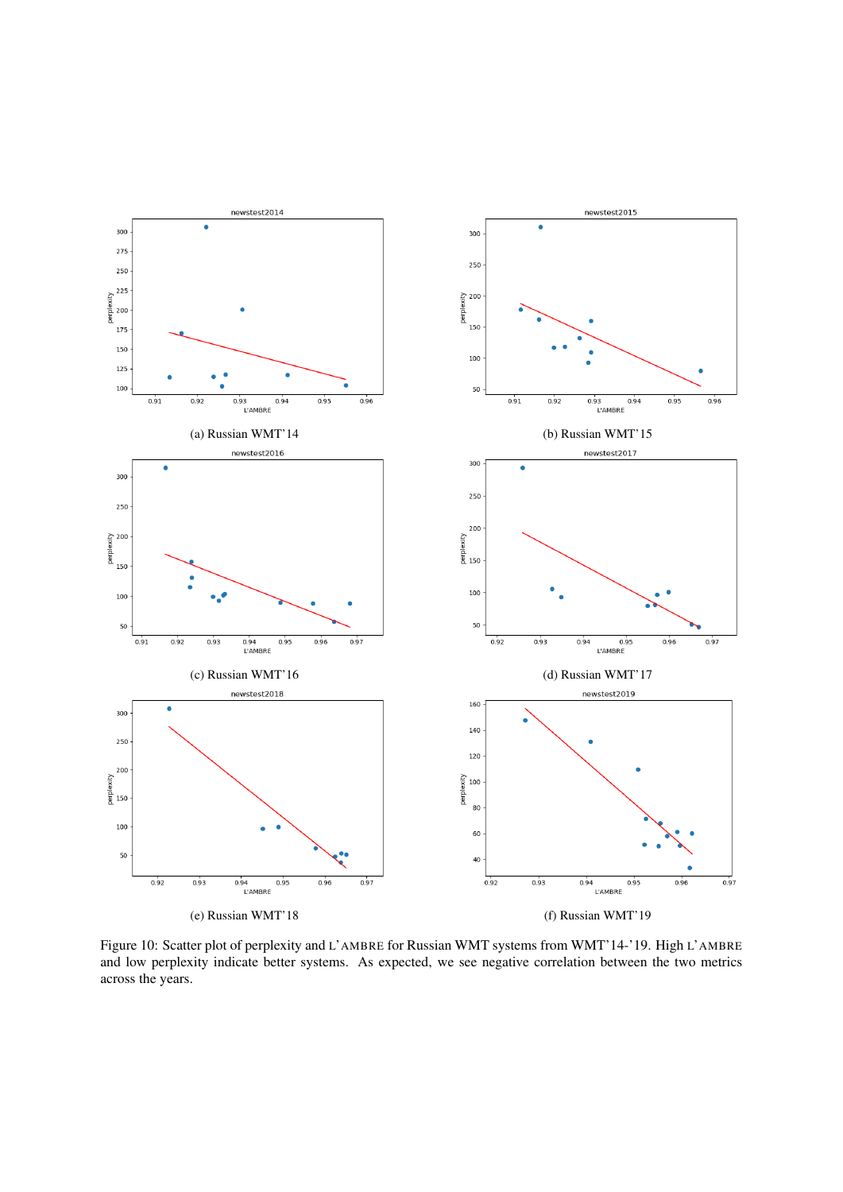(a) Russian WMT'14

(b) Russian WMT'15

(c) Russian WMT'16

(d) Russian WMT'17

(e) Russian WMT'18

(f) Russian WMT'19

Figure 10: Scatter plot of perplexity and L'AMBRE for Russian WMT systems from WMT'14-'19. High L'AMBRE and low perplexity indicate better systems. As expected, we see negative correlation between the two metrics across the years.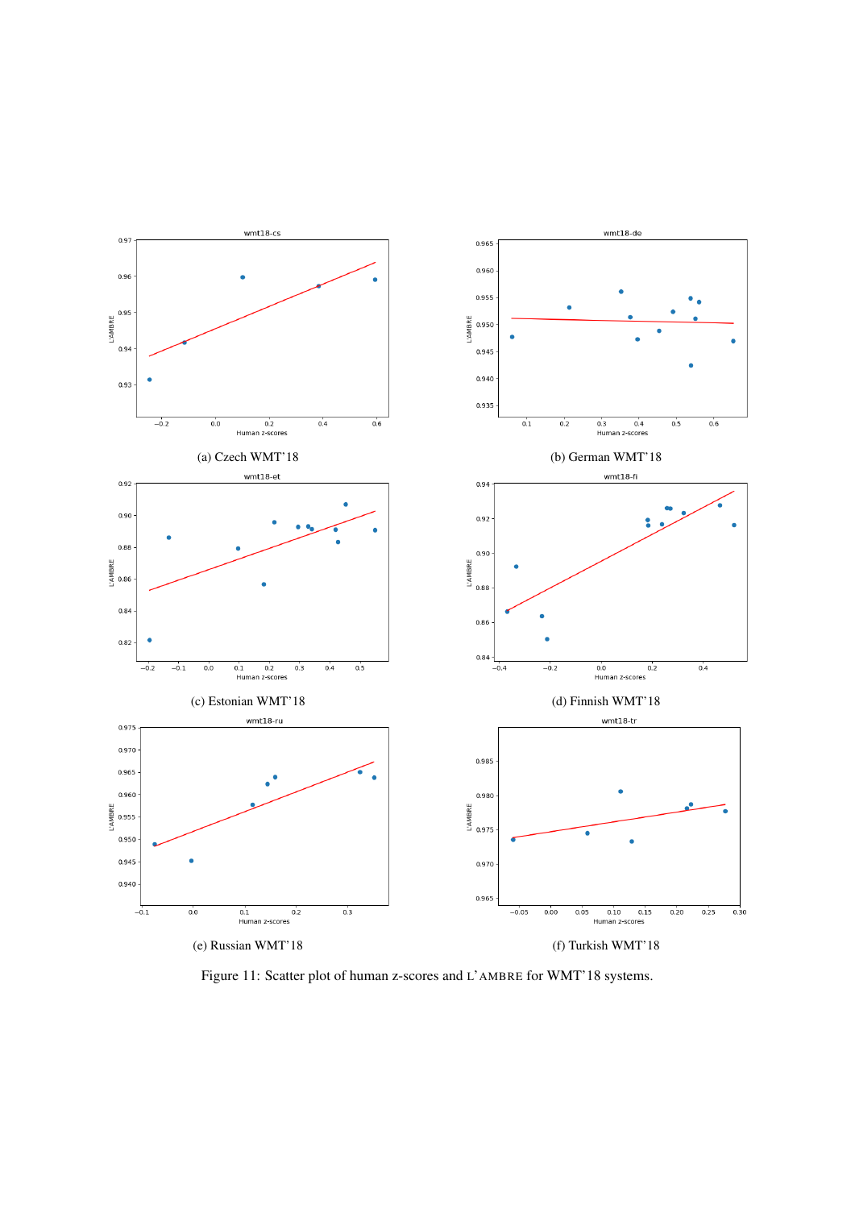(a) Czech WMT'18

(b) German WMT'18

(c) Estonian WMT'18

(d) Finnish WMT'18

(e) Russian WMT'18

(f) Turkish WMT'18

Figure 11: Scatter plot of human z-scores and L'AMBRE for WMT'18 systems.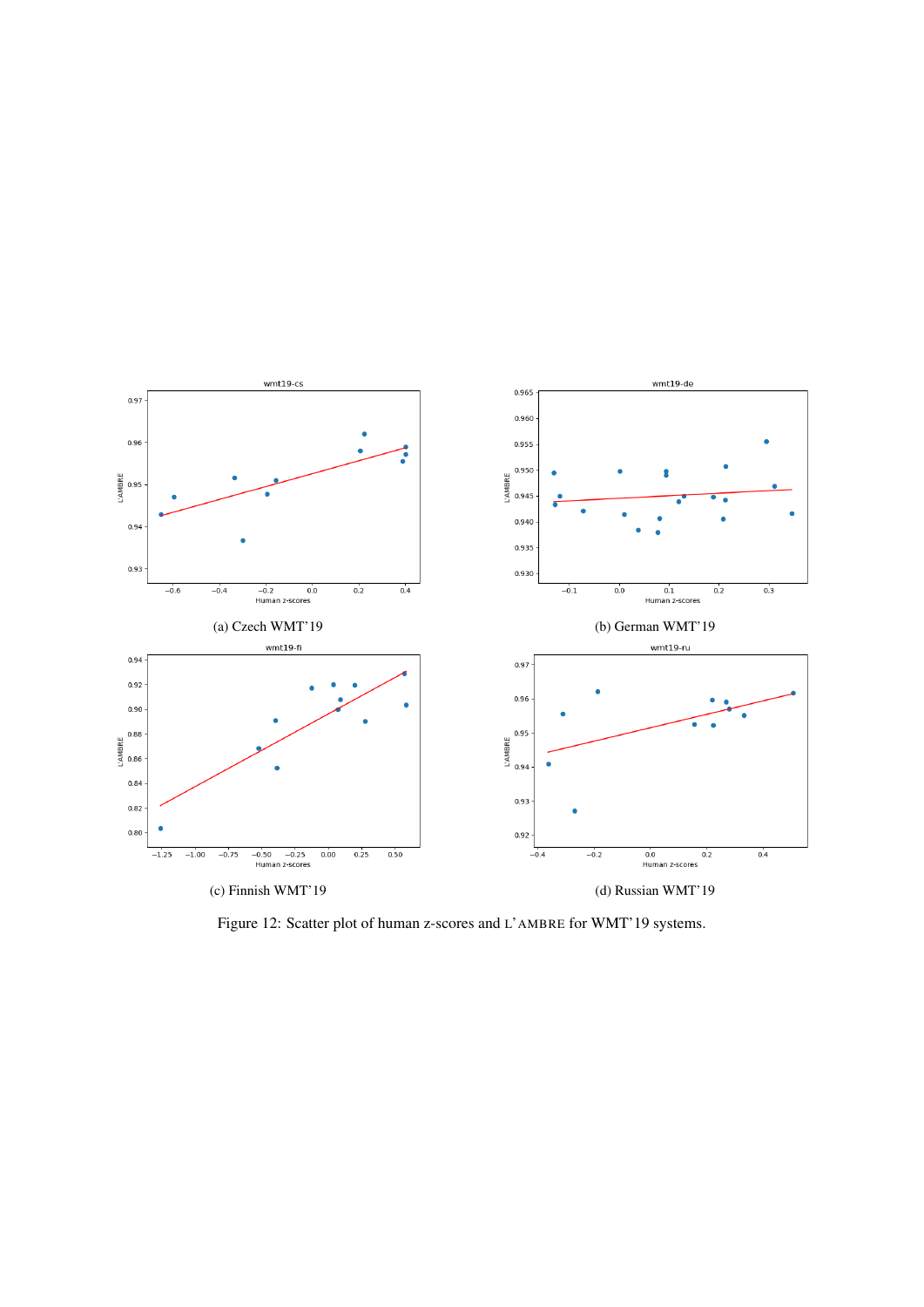wmt19-cs

0.97
0.96
0.95
0.94
0.93

L'AMBRE

−0.6 −0.4 −0.2 0.0 0.2 0.4

Human z-scores

(a) Czech WMT'19

wmt19-de

0.965
0.960
0.955
0.950
0.945
0.940
0.935
0.930

L'AMBRE

−0.1 0.0 0.1 0.2 0.3

Human z-scores

(b) German WMT'19

wmt19-fi

0.94
0.92
0.90
0.88
0.86
0.84
0.82
0.80

L'AMBRE

−1.25 −1.00 −0.75 −0.50 −0.25 0.00 0.25 0.50

Human z-scores

(c) Finnish WMT'19

wmt19-ru

0.97
0.96
0.95
0.94
0.93
0.92

L'AMBRE

−0.4 −0.2 0.0 0.2 0.4

Human z-scores

(d) Russian WMT'19

Figure 12: Scatter plot of human z-scores and L'AMBRE for WMT'19 systems.